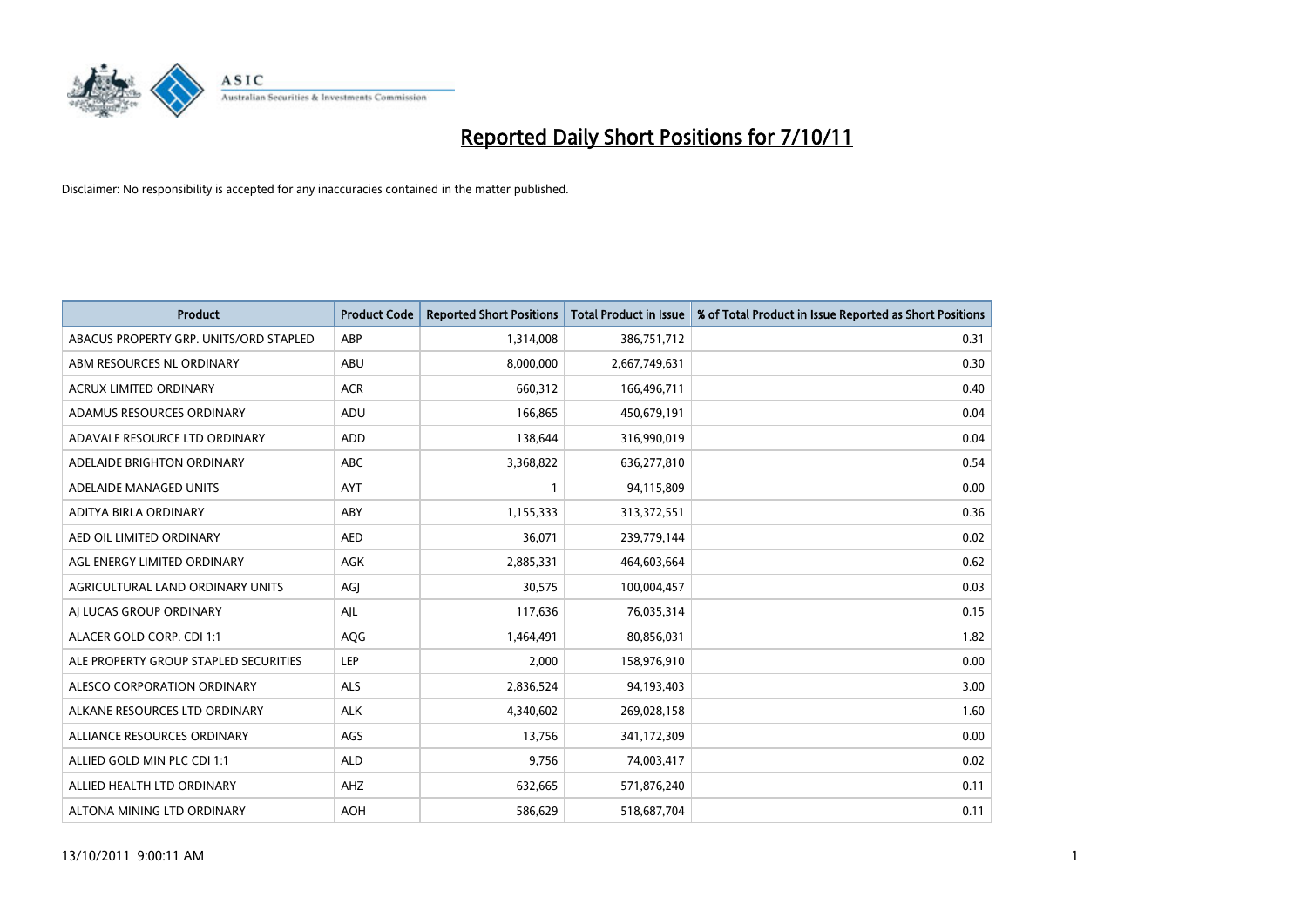# Reported Daily Short Positions for 7/10/11

Disclaimer: No responsibility is accepted for any inaccuracies contained in the matter published.

| Product | Product Code | Reported Short Positions | Total Product in Issue | % of Total Product in Issue Reported as Short Positions |
|---|---|---|---|---|
| ABACUS PROPERTY GRP. UNITS/ORD STAPLED | ABP | 1,314,008 | 386,751,712 | 0.31 |
| ABM RESOURCES NL ORDINARY | ABU | 8,000,000 | 2,667,749,631 | 0.30 |
| ACRUX LIMITED ORDINARY | ACR | 660,312 | 166,496,711 | 0.40 |
| ADAMUS RESOURCES ORDINARY | ADU | 166,865 | 450,679,191 | 0.04 |
| ADAVALE RESOURCE LTD ORDINARY | ADD | 138,644 | 316,990,019 | 0.04 |
| ADELAIDE BRIGHTON ORDINARY | ABC | 3,368,822 | 636,277,810 | 0.54 |
| ADELAIDE MANAGED UNITS | AYT | 1 | 94,115,809 | 0.00 |
| ADITYA BIRLA ORDINARY | ABY | 1,155,333 | 313,372,551 | 0.36 |
| AED OIL LIMITED ORDINARY | AED | 36,071 | 239,779,144 | 0.02 |
| AGL ENERGY LIMITED ORDINARY | AGK | 2,885,331 | 464,603,664 | 0.62 |
| AGRICULTURAL LAND ORDINARY UNITS | AGJ | 30,575 | 100,004,457 | 0.03 |
| AJ LUCAS GROUP ORDINARY | AJL | 117,636 | 76,035,314 | 0.15 |
| ALACER GOLD CORP. CDI 1:1 | AQG | 1,464,491 | 80,856,031 | 1.82 |
| ALE PROPERTY GROUP STAPLED SECURITIES | LEP | 2,000 | 158,976,910 | 0.00 |
| ALESCO CORPORATION ORDINARY | ALS | 2,836,524 | 94,193,403 | 3.00 |
| ALKANE RESOURCES LTD ORDINARY | ALK | 4,340,602 | 269,028,158 | 1.60 |
| ALLIANCE RESOURCES ORDINARY | AGS | 13,756 | 341,172,309 | 0.00 |
| ALLIED GOLD MIN PLC CDI 1:1 | ALD | 9,756 | 74,003,417 | 0.02 |
| ALLIED HEALTH LTD ORDINARY | AHZ | 632,665 | 571,876,240 | 0.11 |
| ALTONA MINING LTD ORDINARY | AOH | 586,629 | 518,687,704 | 0.11 |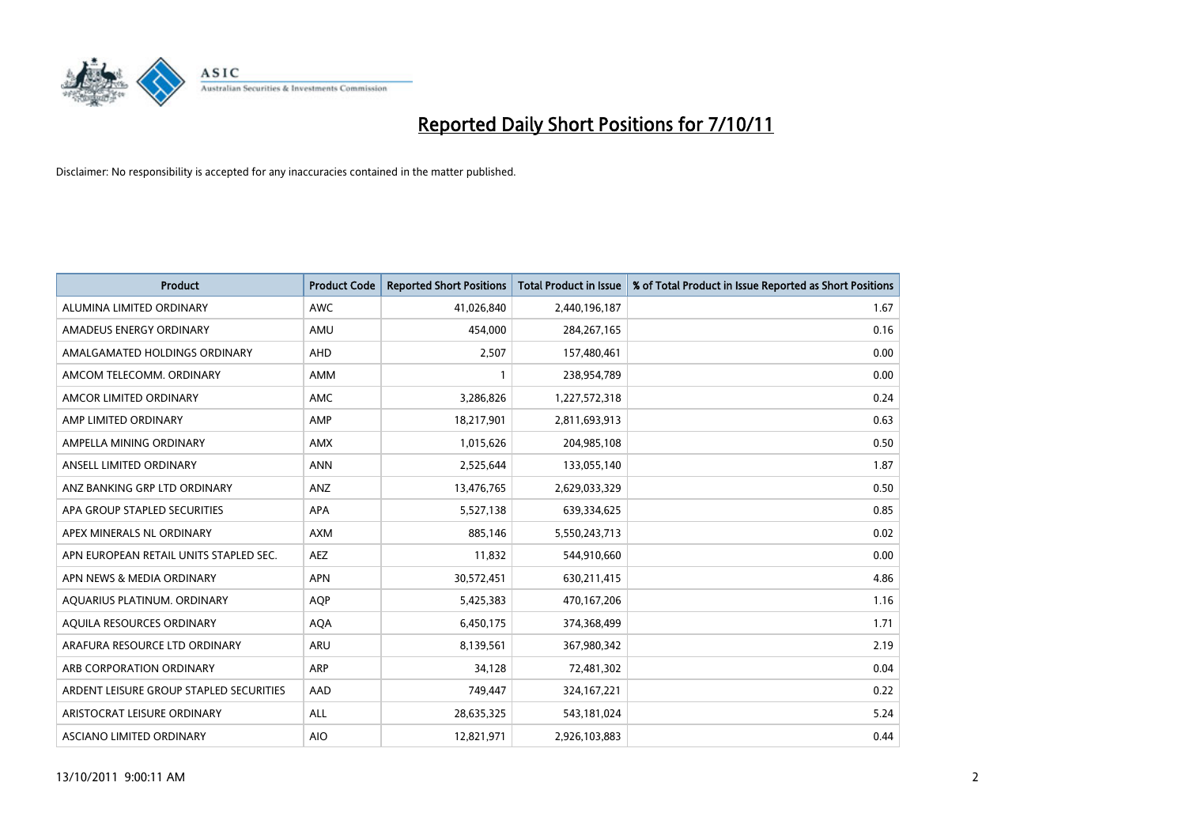# Reported Daily Short Positions for 7/10/11

Disclaimer: No responsibility is accepted for any inaccuracies contained in the matter published.

| Product | Product Code | Reported Short Positions | Total Product in Issue | % of Total Product in Issue Reported as Short Positions |
|---|---|---|---|---|
| ALUMINA LIMITED ORDINARY | AWC | 41,026,840 | 2,440,196,187 | 1.67 |
| AMADEUS ENERGY ORDINARY | AMU | 454,000 | 284,267,165 | 0.16 |
| AMALGAMATED HOLDINGS ORDINARY | AHD | 2,507 | 157,480,461 | 0.00 |
| AMCOM TELECOMM. ORDINARY | AMM | 1 | 238,954,789 | 0.00 |
| AMCOR LIMITED ORDINARY | AMC | 3,286,826 | 1,227,572,318 | 0.24 |
| AMP LIMITED ORDINARY | AMP | 18,217,901 | 2,811,693,913 | 0.63 |
| AMPELLA MINING ORDINARY | AMX | 1,015,626 | 204,985,108 | 0.50 |
| ANSELL LIMITED ORDINARY | ANN | 2,525,644 | 133,055,140 | 1.87 |
| ANZ BANKING GRP LTD ORDINARY | ANZ | 13,476,765 | 2,629,033,329 | 0.50 |
| APA GROUP STAPLED SECURITIES | APA | 5,527,138 | 639,334,625 | 0.85 |
| APEX MINERALS NL ORDINARY | AXM | 885,146 | 5,550,243,713 | 0.02 |
| APN EUROPEAN RETAIL UNITS STAPLED SEC. | AEZ | 11,832 | 544,910,660 | 0.00 |
| APN NEWS & MEDIA ORDINARY | APN | 30,572,451 | 630,211,415 | 4.86 |
| AQUARIUS PLATINUM. ORDINARY | AQP | 5,425,383 | 470,167,206 | 1.16 |
| AQUILA RESOURCES ORDINARY | AQA | 6,450,175 | 374,368,499 | 1.71 |
| ARAFURA RESOURCE LTD ORDINARY | ARU | 8,139,561 | 367,980,342 | 2.19 |
| ARB CORPORATION ORDINARY | ARP | 34,128 | 72,481,302 | 0.04 |
| ARDENT LEISURE GROUP STAPLED SECURITIES | AAD | 749,447 | 324,167,221 | 0.22 |
| ARISTOCRAT LEISURE ORDINARY | ALL | 28,635,325 | 543,181,024 | 5.24 |
| ASCIANO LIMITED ORDINARY | AIO | 12,821,971 | 2,926,103,883 | 0.44 |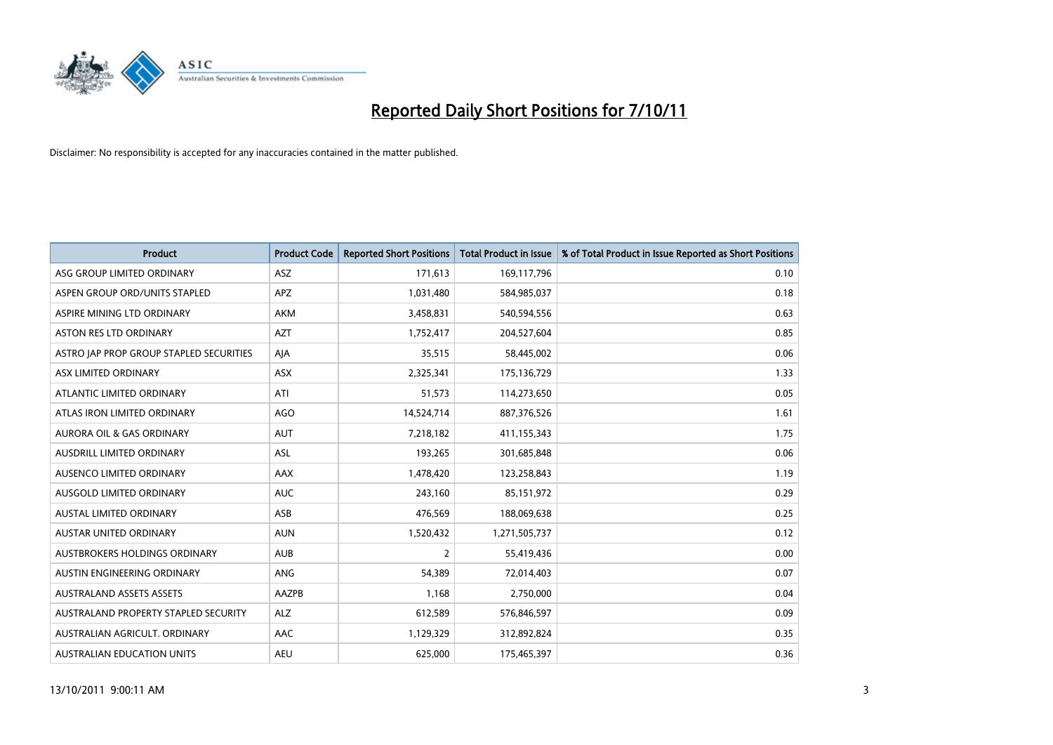# Reported Daily Short Positions for 7/10/11

Disclaimer: No responsibility is accepted for any inaccuracies contained in the matter published.

| Product | Product Code | Reported Short Positions | Total Product in Issue | % of Total Product in Issue Reported as Short Positions |
|---|---|---|---|---|
| ASG GROUP LIMITED ORDINARY | ASZ | 171,613 | 169,117,796 | 0.10 |
| ASPEN GROUP ORD/UNITS STAPLED | APZ | 1,031,480 | 584,985,037 | 0.18 |
| ASPIRE MINING LTD ORDINARY | AKM | 3,458,831 | 540,594,556 | 0.63 |
| ASTON RES LTD ORDINARY | AZT | 1,752,417 | 204,527,604 | 0.85 |
| ASTRO JAP PROP GROUP STAPLED SECURITIES | AJA | 35,515 | 58,445,002 | 0.06 |
| ASX LIMITED ORDINARY | ASX | 2,325,341 | 175,136,729 | 1.33 |
| ATLANTIC LIMITED ORDINARY | ATI | 51,573 | 114,273,650 | 0.05 |
| ATLAS IRON LIMITED ORDINARY | AGO | 14,524,714 | 887,376,526 | 1.61 |
| AURORA OIL & GAS ORDINARY | AUT | 7,218,182 | 411,155,343 | 1.75 |
| AUSDRILL LIMITED ORDINARY | ASL | 193,265 | 301,685,848 | 0.06 |
| AUSENCO LIMITED ORDINARY | AAX | 1,478,420 | 123,258,843 | 1.19 |
| AUSGOLD LIMITED ORDINARY | AUC | 243,160 | 85,151,972 | 0.29 |
| AUSTAL LIMITED ORDINARY | ASB | 476,569 | 188,069,638 | 0.25 |
| AUSTAR UNITED ORDINARY | AUN | 1,520,432 | 1,271,505,737 | 0.12 |
| AUSTBROKERS HOLDINGS ORDINARY | AUB | 2 | 55,419,436 | 0.00 |
| AUSTIN ENGINEERING ORDINARY | ANG | 54,389 | 72,014,403 | 0.07 |
| AUSTRALAND ASSETS ASSETS | AAZPB | 1,168 | 2,750,000 | 0.04 |
| AUSTRALAND PROPERTY STAPLED SECURITY | ALZ | 612,589 | 576,846,597 | 0.09 |
| AUSTRALIAN AGRICULT. ORDINARY | AAC | 1,129,329 | 312,892,824 | 0.35 |
| AUSTRALIAN EDUCATION UNITS | AEU | 625,000 | 175,465,397 | 0.36 |

13/10/2011 9:00:11 AM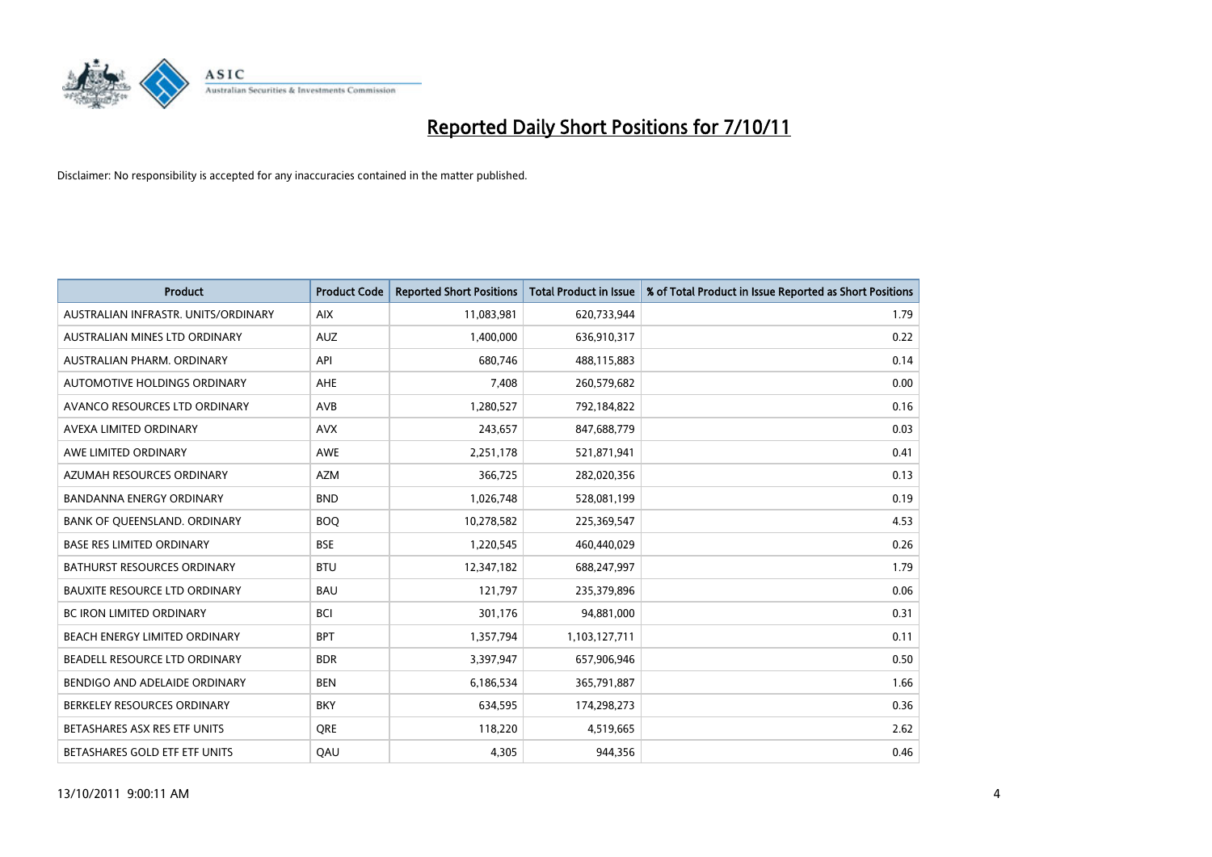# Reported Daily Short Positions for 7/10/11

Disclaimer: No responsibility is accepted for any inaccuracies contained in the matter published.

| Product | Product Code | Reported Short Positions | Total Product in Issue | % of Total Product in Issue Reported as Short Positions |
|---|---|---|---|---|
| AUSTRALIAN INFRASTR. UNITS/ORDINARY | AIX | 11,083,981 | 620,733,944 | 1.79 |
| AUSTRALIAN MINES LTD ORDINARY | AUZ | 1,400,000 | 636,910,317 | 0.22 |
| AUSTRALIAN PHARM. ORDINARY | API | 680,746 | 488,115,883 | 0.14 |
| AUTOMOTIVE HOLDINGS ORDINARY | AHE | 7,408 | 260,579,682 | 0.00 |
| AVANCO RESOURCES LTD ORDINARY | AVB | 1,280,527 | 792,184,822 | 0.16 |
| AVEXA LIMITED ORDINARY | AVX | 243,657 | 847,688,779 | 0.03 |
| AWE LIMITED ORDINARY | AWE | 2,251,178 | 521,871,941 | 0.41 |
| AZUMAH RESOURCES ORDINARY | AZM | 366,725 | 282,020,356 | 0.13 |
| BANDANNA ENERGY ORDINARY | BND | 1,026,748 | 528,081,199 | 0.19 |
| BANK OF QUEENSLAND. ORDINARY | BOQ | 10,278,582 | 225,369,547 | 4.53 |
| BASE RES LIMITED ORDINARY | BSE | 1,220,545 | 460,440,029 | 0.26 |
| BATHURST RESOURCES ORDINARY | BTU | 12,347,182 | 688,247,997 | 1.79 |
| BAUXITE RESOURCE LTD ORDINARY | BAU | 121,797 | 235,379,896 | 0.06 |
| BC IRON LIMITED ORDINARY | BCI | 301,176 | 94,881,000 | 0.31 |
| BEACH ENERGY LIMITED ORDINARY | BPT | 1,357,794 | 1,103,127,711 | 0.11 |
| BEADELL RESOURCE LTD ORDINARY | BDR | 3,397,947 | 657,906,946 | 0.50 |
| BENDIGO AND ADELAIDE ORDINARY | BEN | 6,186,534 | 365,791,887 | 1.66 |
| BERKELEY RESOURCES ORDINARY | BKY | 634,595 | 174,298,273 | 0.36 |
| BETASHARES ASX RES ETF UNITS | QRE | 118,220 | 4,519,665 | 2.62 |
| BETASHARES GOLD ETF ETF UNITS | QAU | 4,305 | 944,356 | 0.46 |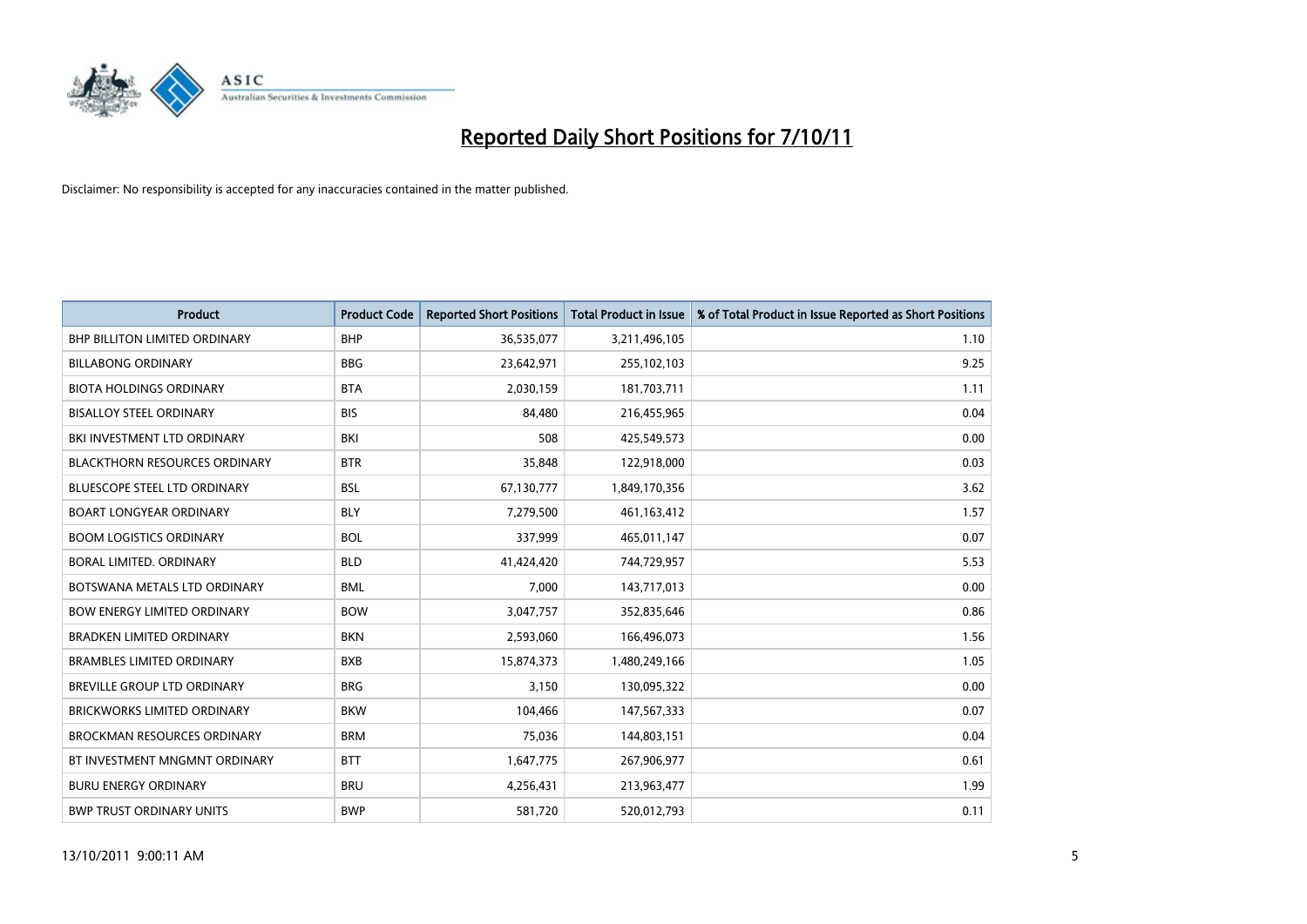# Reported Daily Short Positions for 7/10/11

Disclaimer: No responsibility is accepted for any inaccuracies contained in the matter published.

| Product | Product Code | Reported Short Positions | Total Product in Issue | % of Total Product in Issue Reported as Short Positions |
|---|---|---|---|---|
| BHP BILLITON LIMITED ORDINARY | BHP | 36,535,077 | 3,211,496,105 | 1.10 |
| BILLABONG ORDINARY | BBG | 23,642,971 | 255,102,103 | 9.25 |
| BIOTA HOLDINGS ORDINARY | BTA | 2,030,159 | 181,703,711 | 1.11 |
| BISALLOY STEEL ORDINARY | BIS | 84,480 | 216,455,965 | 0.04 |
| BKI INVESTMENT LTD ORDINARY | BKI | 508 | 425,549,573 | 0.00 |
| BLACKTHORN RESOURCES ORDINARY | BTR | 35,848 | 122,918,000 | 0.03 |
| BLUESCOPE STEEL LTD ORDINARY | BSL | 67,130,777 | 1,849,170,356 | 3.62 |
| BOART LONGYEAR ORDINARY | BLY | 7,279,500 | 461,163,412 | 1.57 |
| BOOM LOGISTICS ORDINARY | BOL | 337,999 | 465,011,147 | 0.07 |
| BORAL LIMITED. ORDINARY | BLD | 41,424,420 | 744,729,957 | 5.53 |
| BOTSWANA METALS LTD ORDINARY | BML | 7,000 | 143,717,013 | 0.00 |
| BOW ENERGY LIMITED ORDINARY | BOW | 3,047,757 | 352,835,646 | 0.86 |
| BRADKEN LIMITED ORDINARY | BKN | 2,593,060 | 166,496,073 | 1.56 |
| BRAMBLES LIMITED ORDINARY | BXB | 15,874,373 | 1,480,249,166 | 1.05 |
| BREVILLE GROUP LTD ORDINARY | BRG | 3,150 | 130,095,322 | 0.00 |
| BRICKWORKS LIMITED ORDINARY | BKW | 104,466 | 147,567,333 | 0.07 |
| BROCKMAN RESOURCES ORDINARY | BRM | 75,036 | 144,803,151 | 0.04 |
| BT INVESTMENT MNGMNT ORDINARY | BTT | 1,647,775 | 267,906,977 | 0.61 |
| BURU ENERGY ORDINARY | BRU | 4,256,431 | 213,963,477 | 1.99 |
| BWP TRUST ORDINARY UNITS | BWP | 581,720 | 520,012,793 | 0.11 |

13/10/2011 9:00:11 AM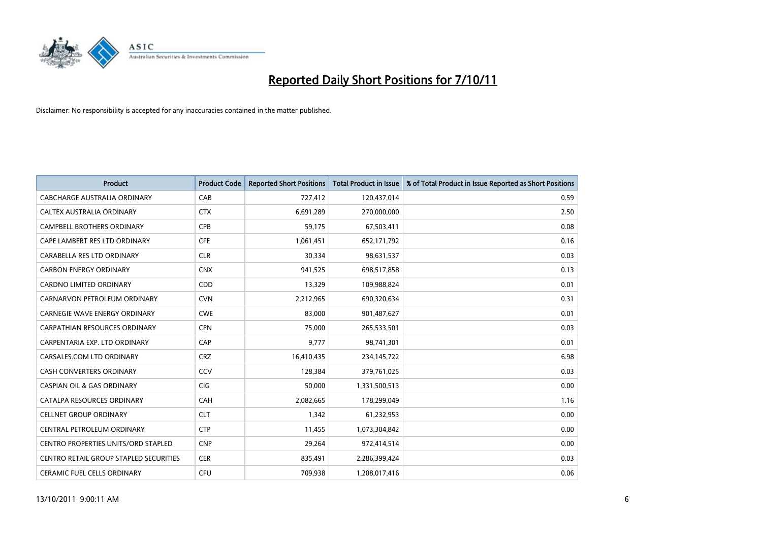# Reported Daily Short Positions for 7/10/11

Disclaimer: No responsibility is accepted for any inaccuracies contained in the matter published.

| Product | Product Code | Reported Short Positions | Total Product in Issue | % of Total Product in Issue Reported as Short Positions |
|---|---|---|---|---|
| CABCHARGE AUSTRALIA ORDINARY | CAB | 727,412 | 120,437,014 | 0.59 |
| CALTEX AUSTRALIA ORDINARY | CTX | 6,691,289 | 270,000,000 | 2.50 |
| CAMPBELL BROTHERS ORDINARY | CPB | 59,175 | 67,503,411 | 0.08 |
| CAPE LAMBERT RES LTD ORDINARY | CFE | 1,061,451 | 652,171,792 | 0.16 |
| CARABELLA RES LTD ORDINARY | CLR | 30,334 | 98,631,537 | 0.03 |
| CARBON ENERGY ORDINARY | CNX | 941,525 | 698,517,858 | 0.13 |
| CARDNO LIMITED ORDINARY | CDD | 13,329 | 109,988,824 | 0.01 |
| CARNARVON PETROLEUM ORDINARY | CVN | 2,212,965 | 690,320,634 | 0.31 |
| CARNEGIE WAVE ENERGY ORDINARY | CWE | 83,000 | 901,487,627 | 0.01 |
| CARPATHIAN RESOURCES ORDINARY | CPN | 75,000 | 265,533,501 | 0.03 |
| CARPENTARIA EXP. LTD ORDINARY | CAP | 9,777 | 98,741,301 | 0.01 |
| CARSALES.COM LTD ORDINARY | CRZ | 16,410,435 | 234,145,722 | 6.98 |
| CASH CONVERTERS ORDINARY | CCV | 128,384 | 379,761,025 | 0.03 |
| CASPIAN OIL & GAS ORDINARY | CIG | 50,000 | 1,331,500,513 | 0.00 |
| CATALPA RESOURCES ORDINARY | CAH | 2,082,665 | 178,299,049 | 1.16 |
| CELLNET GROUP ORDINARY | CLT | 1,342 | 61,232,953 | 0.00 |
| CENTRAL PETROLEUM ORDINARY | CTP | 11,455 | 1,073,304,842 | 0.00 |
| CENTRO PROPERTIES UNITS/ORD STAPLED | CNP | 29,264 | 972,414,514 | 0.00 |
| CENTRO RETAIL GROUP STAPLED SECURITIES | CER | 835,491 | 2,286,399,424 | 0.03 |
| CERAMIC FUEL CELLS ORDINARY | CFU | 709,938 | 1,208,017,416 | 0.06 |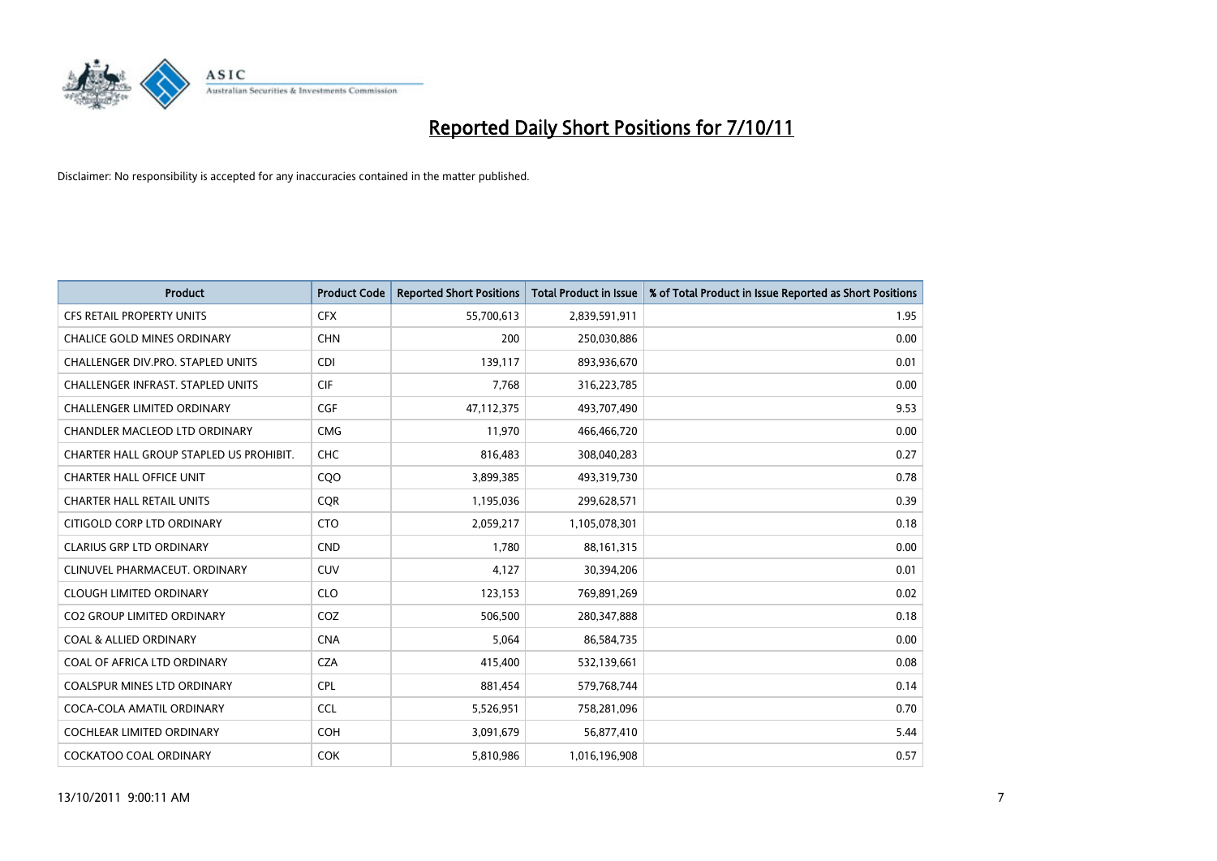# Reported Daily Short Positions for 7/10/11

Disclaimer: No responsibility is accepted for any inaccuracies contained in the matter published.

| Product | Product Code | Reported Short Positions | Total Product in Issue | % of Total Product in Issue Reported as Short Positions |
| --- | --- | --- | --- | --- |
| CFS RETAIL PROPERTY UNITS | CFX | 55,700,613 | 2,839,591,911 | 1.95 |
| CHALICE GOLD MINES ORDINARY | CHN | 200 | 250,030,886 | 0.00 |
| CHALLENGER DIV.PRO. STAPLED UNITS | CDI | 139,117 | 893,936,670 | 0.01 |
| CHALLENGER INFRAST. STAPLED UNITS | CIF | 7,768 | 316,223,785 | 0.00 |
| CHALLENGER LIMITED ORDINARY | CGF | 47,112,375 | 493,707,490 | 9.53 |
| CHANDLER MACLEOD LTD ORDINARY | CMG | 11,970 | 466,466,720 | 0.00 |
| CHARTER HALL GROUP STAPLED US PROHIBIT. | CHC | 816,483 | 308,040,283 | 0.27 |
| CHARTER HALL OFFICE UNIT | CQO | 3,899,385 | 493,319,730 | 0.78 |
| CHARTER HALL RETAIL UNITS | CQR | 1,195,036 | 299,628,571 | 0.39 |
| CITIGOLD CORP LTD ORDINARY | CTO | 2,059,217 | 1,105,078,301 | 0.18 |
| CLARIUS GRP LTD ORDINARY | CND | 1,780 | 88,161,315 | 0.00 |
| CLINUVEL PHARMACEUT. ORDINARY | CUV | 4,127 | 30,394,206 | 0.01 |
| CLOUGH LIMITED ORDINARY | CLO | 123,153 | 769,891,269 | 0.02 |
| CO2 GROUP LIMITED ORDINARY | COZ | 506,500 | 280,347,888 | 0.18 |
| COAL & ALLIED ORDINARY | CNA | 5,064 | 86,584,735 | 0.00 |
| COAL OF AFRICA LTD ORDINARY | CZA | 415,400 | 532,139,661 | 0.08 |
| COALSPUR MINES LTD ORDINARY | CPL | 881,454 | 579,768,744 | 0.14 |
| COCA-COLA AMATIL ORDINARY | CCL | 5,526,951 | 758,281,096 | 0.70 |
| COCHLEAR LIMITED ORDINARY | COH | 3,091,679 | 56,877,410 | 5.44 |
| COCKATOO COAL ORDINARY | COK | 5,810,986 | 1,016,196,908 | 0.57 |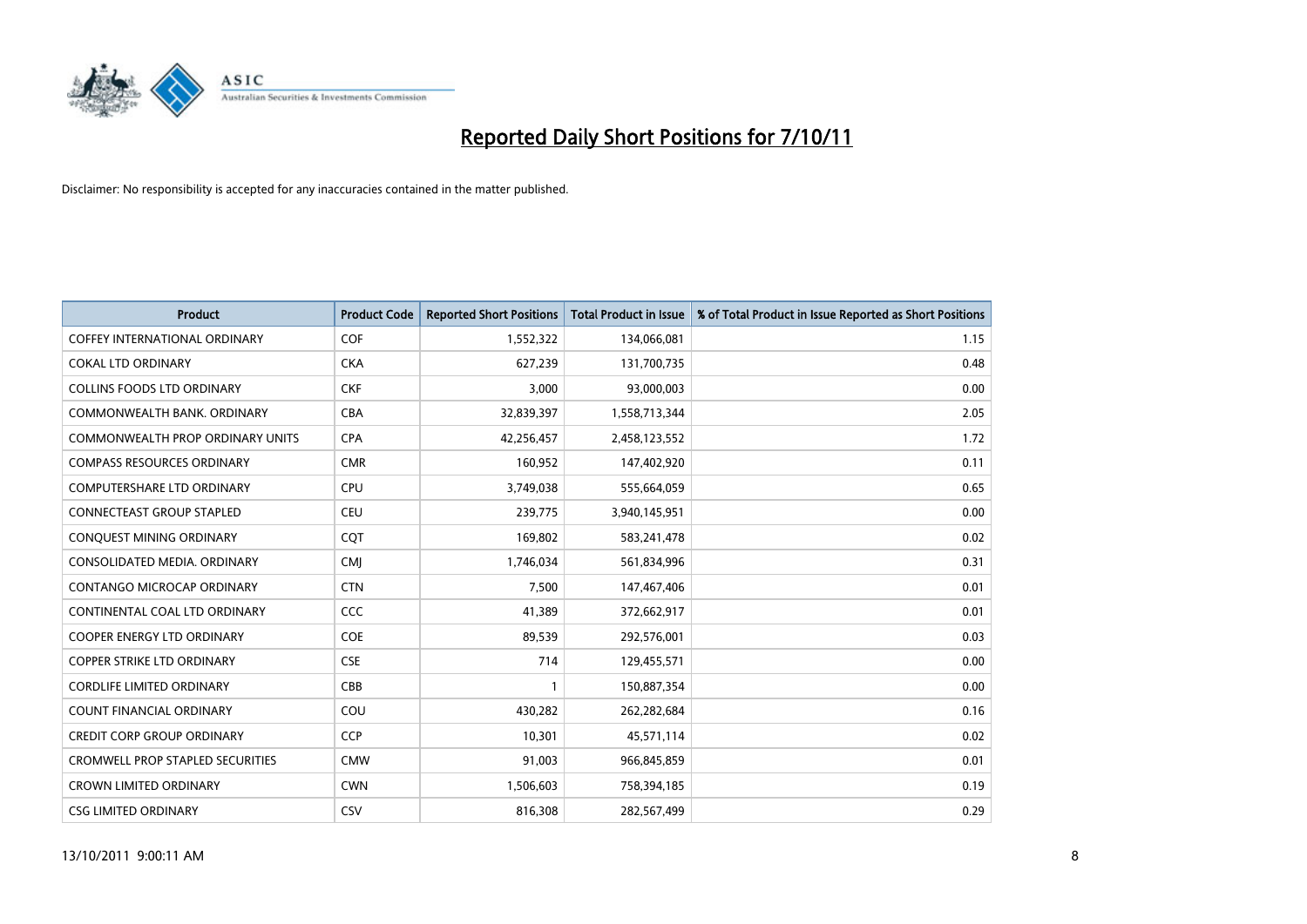# Reported Daily Short Positions for 7/10/11

Disclaimer: No responsibility is accepted for any inaccuracies contained in the matter published.

| Product | Product Code | Reported Short Positions | Total Product in Issue | % of Total Product in Issue Reported as Short Positions |
|---|---|---|---|---|
| COFFEY INTERNATIONAL ORDINARY | COF | 1,552,322 | 134,066,081 | 1.15 |
| COKAL LTD ORDINARY | CKA | 627,239 | 131,700,735 | 0.48 |
| COLLINS FOODS LTD ORDINARY | CKF | 3,000 | 93,000,003 | 0.00 |
| COMMONWEALTH BANK. ORDINARY | CBA | 32,839,397 | 1,558,713,344 | 2.05 |
| COMMONWEALTH PROP ORDINARY UNITS | CPA | 42,256,457 | 2,458,123,552 | 1.72 |
| COMPASS RESOURCES ORDINARY | CMR | 160,952 | 147,402,920 | 0.11 |
| COMPUTERSHARE LTD ORDINARY | CPU | 3,749,038 | 555,664,059 | 0.65 |
| CONNECTEAST GROUP STAPLED | CEU | 239,775 | 3,940,145,951 | 0.00 |
| CONQUEST MINING ORDINARY | CQT | 169,802 | 583,241,478 | 0.02 |
| CONSOLIDATED MEDIA. ORDINARY | CMJ | 1,746,034 | 561,834,996 | 0.31 |
| CONTANGO MICROCAP ORDINARY | CTN | 7,500 | 147,467,406 | 0.01 |
| CONTINENTAL COAL LTD ORDINARY | CCC | 41,389 | 372,662,917 | 0.01 |
| COOPER ENERGY LTD ORDINARY | COE | 89,539 | 292,576,001 | 0.03 |
| COPPER STRIKE LTD ORDINARY | CSE | 714 | 129,455,571 | 0.00 |
| CORDLIFE LIMITED ORDINARY | CBB | 1 | 150,887,354 | 0.00 |
| COUNT FINANCIAL ORDINARY | COU | 430,282 | 262,282,684 | 0.16 |
| CREDIT CORP GROUP ORDINARY | CCP | 10,301 | 45,571,114 | 0.02 |
| CROMWELL PROP STAPLED SECURITIES | CMW | 91,003 | 966,845,859 | 0.01 |
| CROWN LIMITED ORDINARY | CWN | 1,506,603 | 758,394,185 | 0.19 |
| CSG LIMITED ORDINARY | CSV | 816,308 | 282,567,499 | 0.29 |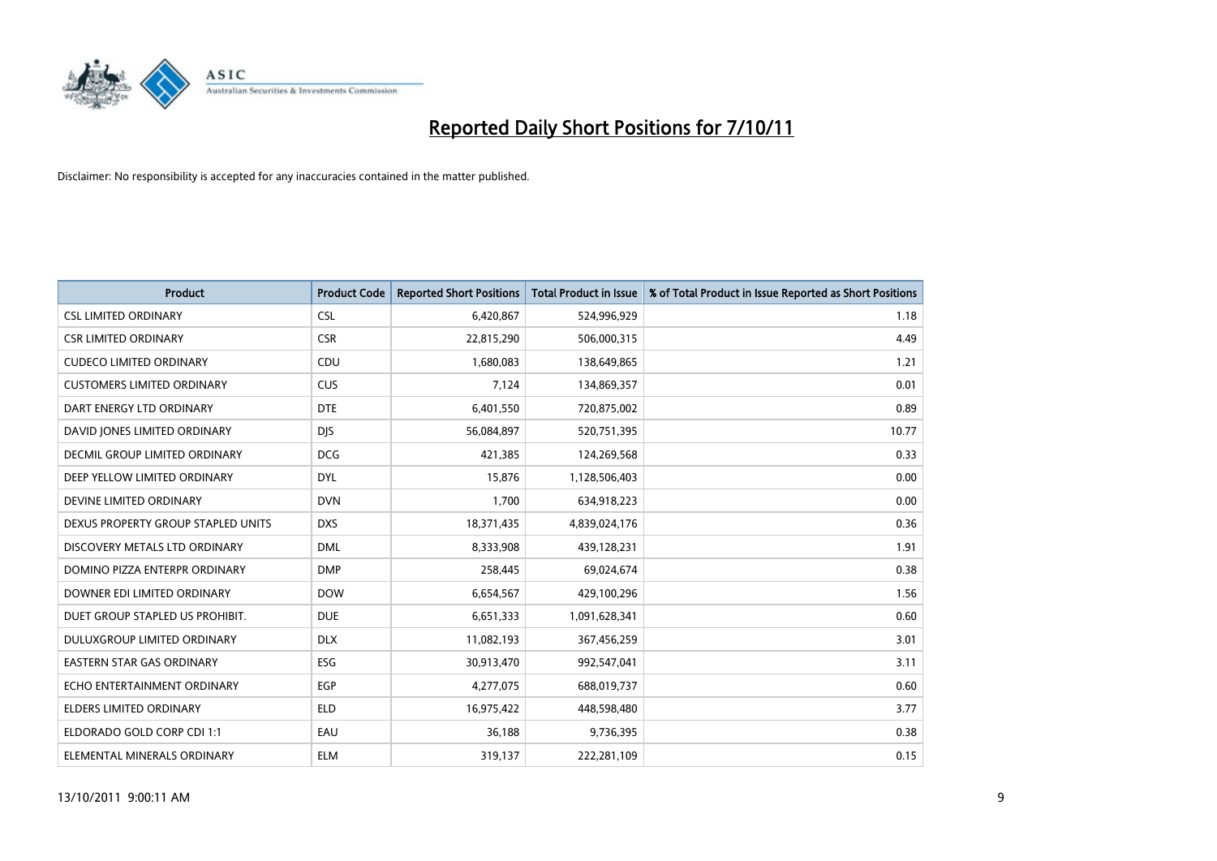# Reported Daily Short Positions for 7/10/11

Disclaimer: No responsibility is accepted for any inaccuracies contained in the matter published.

| Product | Product Code | Reported Short Positions | Total Product in Issue | % of Total Product in Issue Reported as Short Positions |
|---|---|---|---|---|
| CSL LIMITED ORDINARY | CSL | 6,420,867 | 524,996,929 | 1.18 |
| CSR LIMITED ORDINARY | CSR | 22,815,290 | 506,000,315 | 4.49 |
| CUDECO LIMITED ORDINARY | CDU | 1,680,083 | 138,649,865 | 1.21 |
| CUSTOMERS LIMITED ORDINARY | CUS | 7,124 | 134,869,357 | 0.01 |
| DART ENERGY LTD ORDINARY | DTE | 6,401,550 | 720,875,002 | 0.89 |
| DAVID JONES LIMITED ORDINARY | DJS | 56,084,897 | 520,751,395 | 10.77 |
| DECMIL GROUP LIMITED ORDINARY | DCG | 421,385 | 124,269,568 | 0.33 |
| DEEP YELLOW LIMITED ORDINARY | DYL | 15,876 | 1,128,506,403 | 0.00 |
| DEVINE LIMITED ORDINARY | DVN | 1,700 | 634,918,223 | 0.00 |
| DEXUS PROPERTY GROUP STAPLED UNITS | DXS | 18,371,435 | 4,839,024,176 | 0.36 |
| DISCOVERY METALS LTD ORDINARY | DML | 8,333,908 | 439,128,231 | 1.91 |
| DOMINO PIZZA ENTERPR ORDINARY | DMP | 258,445 | 69,024,674 | 0.38 |
| DOWNER EDI LIMITED ORDINARY | DOW | 6,654,567 | 429,100,296 | 1.56 |
| DUET GROUP STAPLED US PROHIBIT. | DUE | 6,651,333 | 1,091,628,341 | 0.60 |
| DULUXGROUP LIMITED ORDINARY | DLX | 11,082,193 | 367,456,259 | 3.01 |
| EASTERN STAR GAS ORDINARY | ESG | 30,913,470 | 992,547,041 | 3.11 |
| ECHO ENTERTAINMENT ORDINARY | EGP | 4,277,075 | 688,019,737 | 0.60 |
| ELDERS LIMITED ORDINARY | ELD | 16,975,422 | 448,598,480 | 3.77 |
| ELDORADO GOLD CORP CDI 1:1 | EAU | 36,188 | 9,736,395 | 0.38 |
| ELEMENTAL MINERALS ORDINARY | ELM | 319,137 | 222,281,109 | 0.15 |

13/10/2011 9:00:11 AM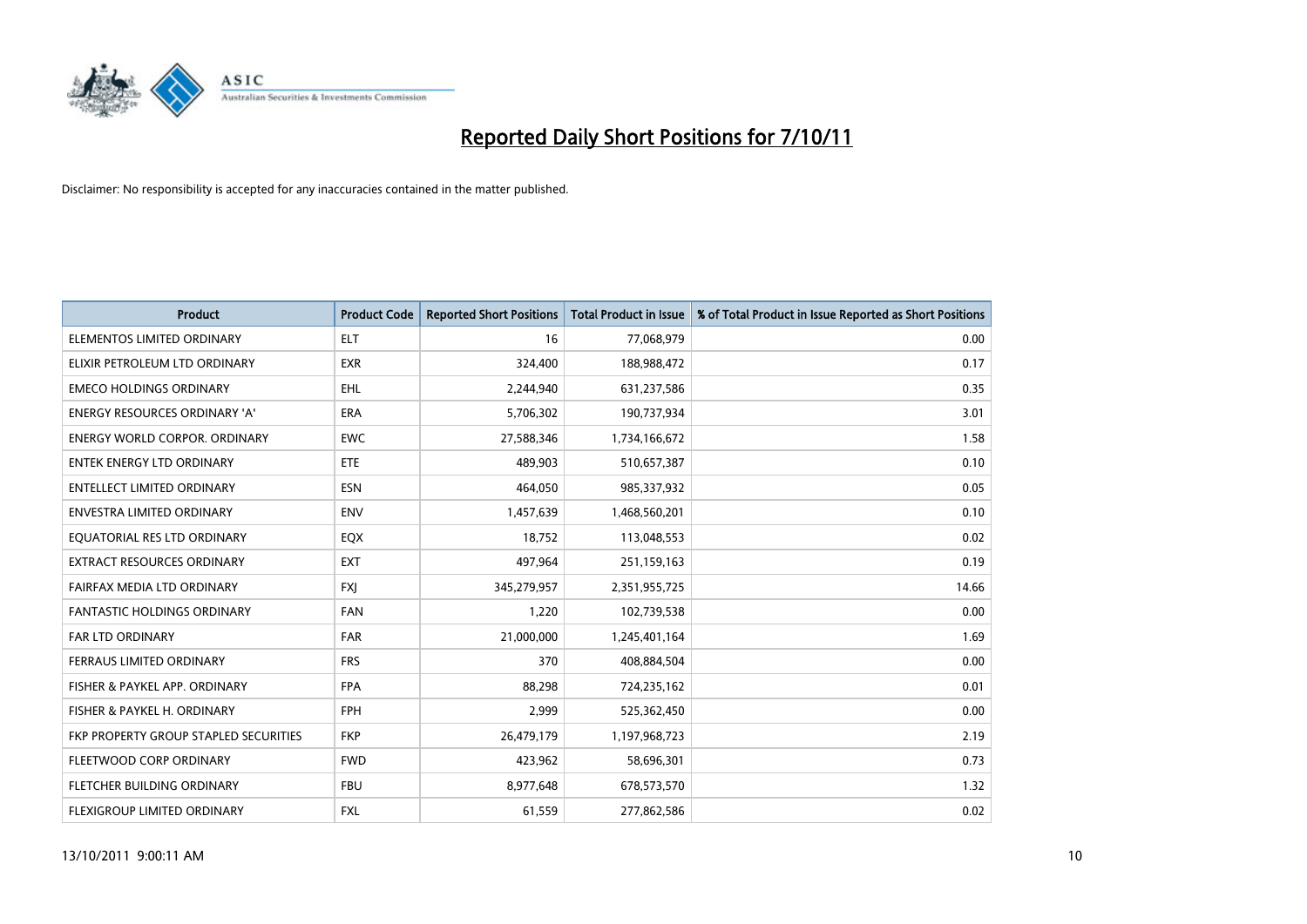# Reported Daily Short Positions for 7/10/11

Disclaimer: No responsibility is accepted for any inaccuracies contained in the matter published.

| Product | Product Code | Reported Short Positions | Total Product in Issue | % of Total Product in Issue Reported as Short Positions |
|---|---|---|---|---|
| ELEMENTOS LIMITED ORDINARY | ELT | 16 | 77,068,979 | 0.00 |
| ELIXIR PETROLEUM LTD ORDINARY | EXR | 324,400 | 188,988,472 | 0.17 |
| EMECO HOLDINGS ORDINARY | EHL | 2,244,940 | 631,237,586 | 0.35 |
| ENERGY RESOURCES ORDINARY 'A' | ERA | 5,706,302 | 190,737,934 | 3.01 |
| ENERGY WORLD CORPOR. ORDINARY | EWC | 27,588,346 | 1,734,166,672 | 1.58 |
| ENTEK ENERGY LTD ORDINARY | ETE | 489,903 | 510,657,387 | 0.10 |
| ENTELLECT LIMITED ORDINARY | ESN | 464,050 | 985,337,932 | 0.05 |
| ENVESTRA LIMITED ORDINARY | ENV | 1,457,639 | 1,468,560,201 | 0.10 |
| EQUATORIAL RES LTD ORDINARY | EQX | 18,752 | 113,048,553 | 0.02 |
| EXTRACT RESOURCES ORDINARY | EXT | 497,964 | 251,159,163 | 0.19 |
| FAIRFAX MEDIA LTD ORDINARY | FXJ | 345,279,957 | 2,351,955,725 | 14.66 |
| FANTASTIC HOLDINGS ORDINARY | FAN | 1,220 | 102,739,538 | 0.00 |
| FAR LTD ORDINARY | FAR | 21,000,000 | 1,245,401,164 | 1.69 |
| FERRAUS LIMITED ORDINARY | FRS | 370 | 408,884,504 | 0.00 |
| FISHER & PAYKEL APP. ORDINARY | FPA | 88,298 | 724,235,162 | 0.01 |
| FISHER & PAYKEL H. ORDINARY | FPH | 2,999 | 525,362,450 | 0.00 |
| FKP PROPERTY GROUP STAPLED SECURITIES | FKP | 26,479,179 | 1,197,968,723 | 2.19 |
| FLEETWOOD CORP ORDINARY | FWD | 423,962 | 58,696,301 | 0.73 |
| FLETCHER BUILDING ORDINARY | FBU | 8,977,648 | 678,573,570 | 1.32 |
| FLEXIGROUP LIMITED ORDINARY | FXL | 61,559 | 277,862,586 | 0.02 |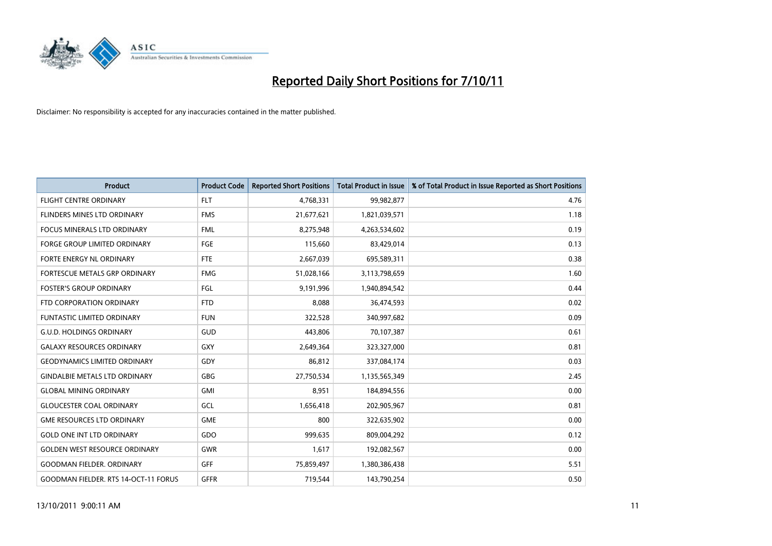# Reported Daily Short Positions for 7/10/11

Disclaimer: No responsibility is accepted for any inaccuracies contained in the matter published.

| Product | Product Code | Reported Short Positions | Total Product in Issue | % of Total Product in Issue Reported as Short Positions |
|---|---|---|---|---|
| FLIGHT CENTRE ORDINARY | FLT | 4,768,331 | 99,982,877 | 4.76 |
| FLINDERS MINES LTD ORDINARY | FMS | 21,677,621 | 1,821,039,571 | 1.18 |
| FOCUS MINERALS LTD ORDINARY | FML | 8,275,948 | 4,263,534,602 | 0.19 |
| FORGE GROUP LIMITED ORDINARY | FGE | 115,660 | 83,429,014 | 0.13 |
| FORTE ENERGY NL ORDINARY | FTE | 2,667,039 | 695,589,311 | 0.38 |
| FORTESCUE METALS GRP ORDINARY | FMG | 51,028,166 | 3,113,798,659 | 1.60 |
| FOSTER'S GROUP ORDINARY | FGL | 9,191,996 | 1,940,894,542 | 0.44 |
| FTD CORPORATION ORDINARY | FTD | 8,088 | 36,474,593 | 0.02 |
| FUNTASTIC LIMITED ORDINARY | FUN | 322,528 | 340,997,682 | 0.09 |
| G.U.D. HOLDINGS ORDINARY | GUD | 443,806 | 70,107,387 | 0.61 |
| GALAXY RESOURCES ORDINARY | GXY | 2,649,364 | 323,327,000 | 0.81 |
| GEODYNAMICS LIMITED ORDINARY | GDY | 86,812 | 337,084,174 | 0.03 |
| GINDALBIE METALS LTD ORDINARY | GBG | 27,750,534 | 1,135,565,349 | 2.45 |
| GLOBAL MINING ORDINARY | GMI | 8,951 | 184,894,556 | 0.00 |
| GLOUCESTER COAL ORDINARY | GCL | 1,656,418 | 202,905,967 | 0.81 |
| GME RESOURCES LTD ORDINARY | GME | 800 | 322,635,902 | 0.00 |
| GOLD ONE INT LTD ORDINARY | GDO | 999,635 | 809,004,292 | 0.12 |
| GOLDEN WEST RESOURCE ORDINARY | GWR | 1,617 | 192,082,567 | 0.00 |
| GOODMAN FIELDER. ORDINARY | GFF | 75,859,497 | 1,380,386,438 | 5.51 |
| GOODMAN FIELDER. RTS 14-OCT-11 FORUS | GFFR | 719,544 | 143,790,254 | 0.50 |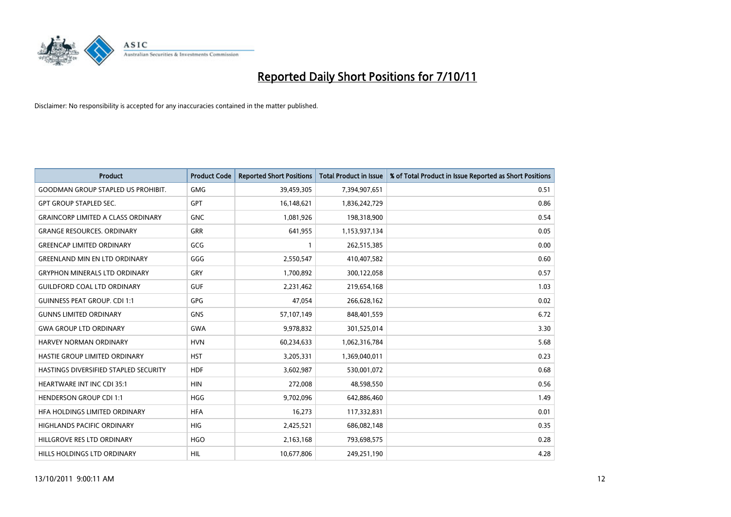# Reported Daily Short Positions for 7/10/11

Disclaimer: No responsibility is accepted for any inaccuracies contained in the matter published.

| Product | Product Code | Reported Short Positions | Total Product in Issue | % of Total Product in Issue Reported as Short Positions |
|---|---|---|---|---|
| GOODMAN GROUP STAPLED US PROHIBIT. | GMG | 39,459,305 | 7,394,907,651 | 0.51 |
| GPT GROUP STAPLED SEC. | GPT | 16,148,621 | 1,836,242,729 | 0.86 |
| GRAINCORP LIMITED A CLASS ORDINARY | GNC | 1,081,926 | 198,318,900 | 0.54 |
| GRANGE RESOURCES. ORDINARY | GRR | 641,955 | 1,153,937,134 | 0.05 |
| GREENCAP LIMITED ORDINARY | GCG | 1 | 262,515,385 | 0.00 |
| GREENLAND MIN EN LTD ORDINARY | GGG | 2,550,547 | 410,407,582 | 0.60 |
| GRYPHON MINERALS LTD ORDINARY | GRY | 1,700,892 | 300,122,058 | 0.57 |
| GUILDFORD COAL LTD ORDINARY | GUF | 2,231,462 | 219,654,168 | 1.03 |
| GUINNESS PEAT GROUP. CDI 1:1 | GPG | 47,054 | 266,628,162 | 0.02 |
| GUNNS LIMITED ORDINARY | GNS | 57,107,149 | 848,401,559 | 6.72 |
| GWA GROUP LTD ORDINARY | GWA | 9,978,832 | 301,525,014 | 3.30 |
| HARVEY NORMAN ORDINARY | HVN | 60,234,633 | 1,062,316,784 | 5.68 |
| HASTIE GROUP LIMITED ORDINARY | HST | 3,205,331 | 1,369,040,011 | 0.23 |
| HASTINGS DIVERSIFIED STAPLED SECURITY | HDF | 3,602,987 | 530,001,072 | 0.68 |
| HEARTWARE INT INC CDI 35:1 | HIN | 272,008 | 48,598,550 | 0.56 |
| HENDERSON GROUP CDI 1:1 | HGG | 9,702,096 | 642,886,460 | 1.49 |
| HFA HOLDINGS LIMITED ORDINARY | HFA | 16,273 | 117,332,831 | 0.01 |
| HIGHLANDS PACIFIC ORDINARY | HIG | 2,425,521 | 686,082,148 | 0.35 |
| HILLGROVE RES LTD ORDINARY | HGO | 2,163,168 | 793,698,575 | 0.28 |
| HILLS HOLDINGS LTD ORDINARY | HIL | 10,677,806 | 249,251,190 | 4.28 |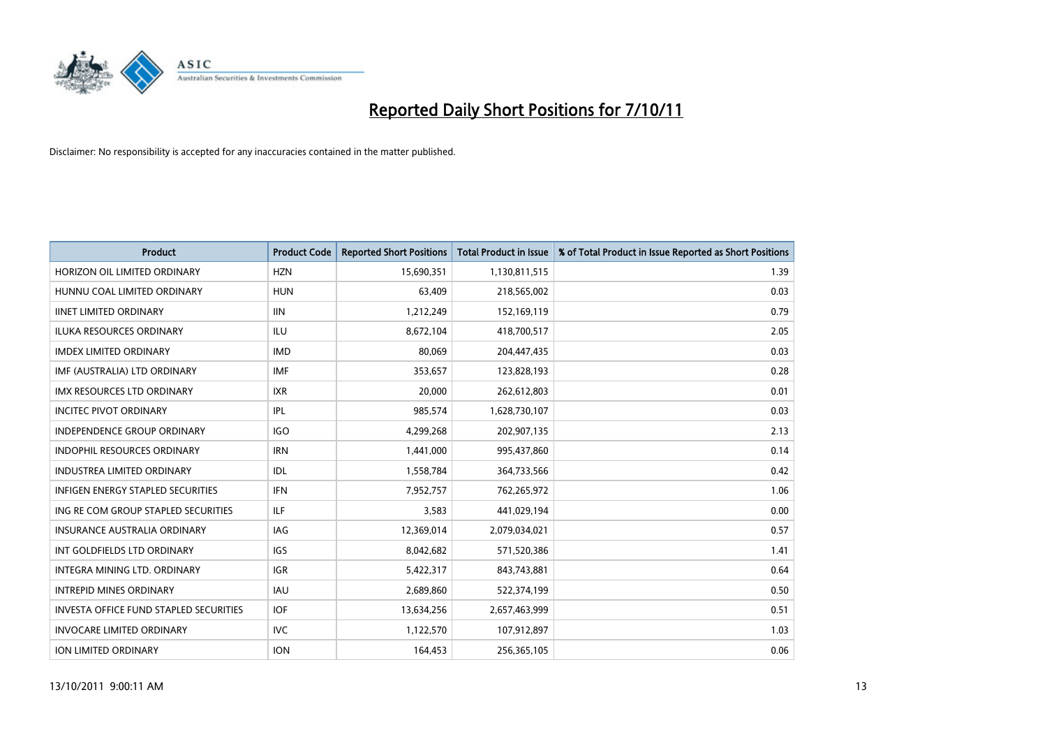# Reported Daily Short Positions for 7/10/11

Disclaimer: No responsibility is accepted for any inaccuracies contained in the matter published.

| Product | Product Code | Reported Short Positions | Total Product in Issue | % of Total Product in Issue Reported as Short Positions |
|---|---|---|---|---|
| HORIZON OIL LIMITED ORDINARY | HZN | 15,690,351 | 1,130,811,515 | 1.39 |
| HUNNU COAL LIMITED ORDINARY | HUN | 63,409 | 218,565,002 | 0.03 |
| IINET LIMITED ORDINARY | IIN | 1,212,249 | 152,169,119 | 0.79 |
| ILUKA RESOURCES ORDINARY | ILU | 8,672,104 | 418,700,517 | 2.05 |
| IMDEX LIMITED ORDINARY | IMD | 80,069 | 204,447,435 | 0.03 |
| IMF (AUSTRALIA) LTD ORDINARY | IMF | 353,657 | 123,828,193 | 0.28 |
| IMX RESOURCES LTD ORDINARY | IXR | 20,000 | 262,612,803 | 0.01 |
| INCITEC PIVOT ORDINARY | IPL | 985,574 | 1,628,730,107 | 0.03 |
| INDEPENDENCE GROUP ORDINARY | IGO | 4,299,268 | 202,907,135 | 2.13 |
| INDOPHIL RESOURCES ORDINARY | IRN | 1,441,000 | 995,437,860 | 0.14 |
| INDUSTREA LIMITED ORDINARY | IDL | 1,558,784 | 364,733,566 | 0.42 |
| INFIGEN ENERGY STAPLED SECURITIES | IFN | 7,952,757 | 762,265,972 | 1.06 |
| ING RE COM GROUP STAPLED SECURITIES | ILF | 3,583 | 441,029,194 | 0.00 |
| INSURANCE AUSTRALIA ORDINARY | IAG | 12,369,014 | 2,079,034,021 | 0.57 |
| INT GOLDFIELDS LTD ORDINARY | IGS | 8,042,682 | 571,520,386 | 1.41 |
| INTEGRA MINING LTD. ORDINARY | IGR | 5,422,317 | 843,743,881 | 0.64 |
| INTREPID MINES ORDINARY | IAU | 2,689,860 | 522,374,199 | 0.50 |
| INVESTA OFFICE FUND STAPLED SECURITIES | IOF | 13,634,256 | 2,657,463,999 | 0.51 |
| INVOCARE LIMITED ORDINARY | IVC | 1,122,570 | 107,912,897 | 1.03 |
| ION LIMITED ORDINARY | ION | 164,453 | 256,365,105 | 0.06 |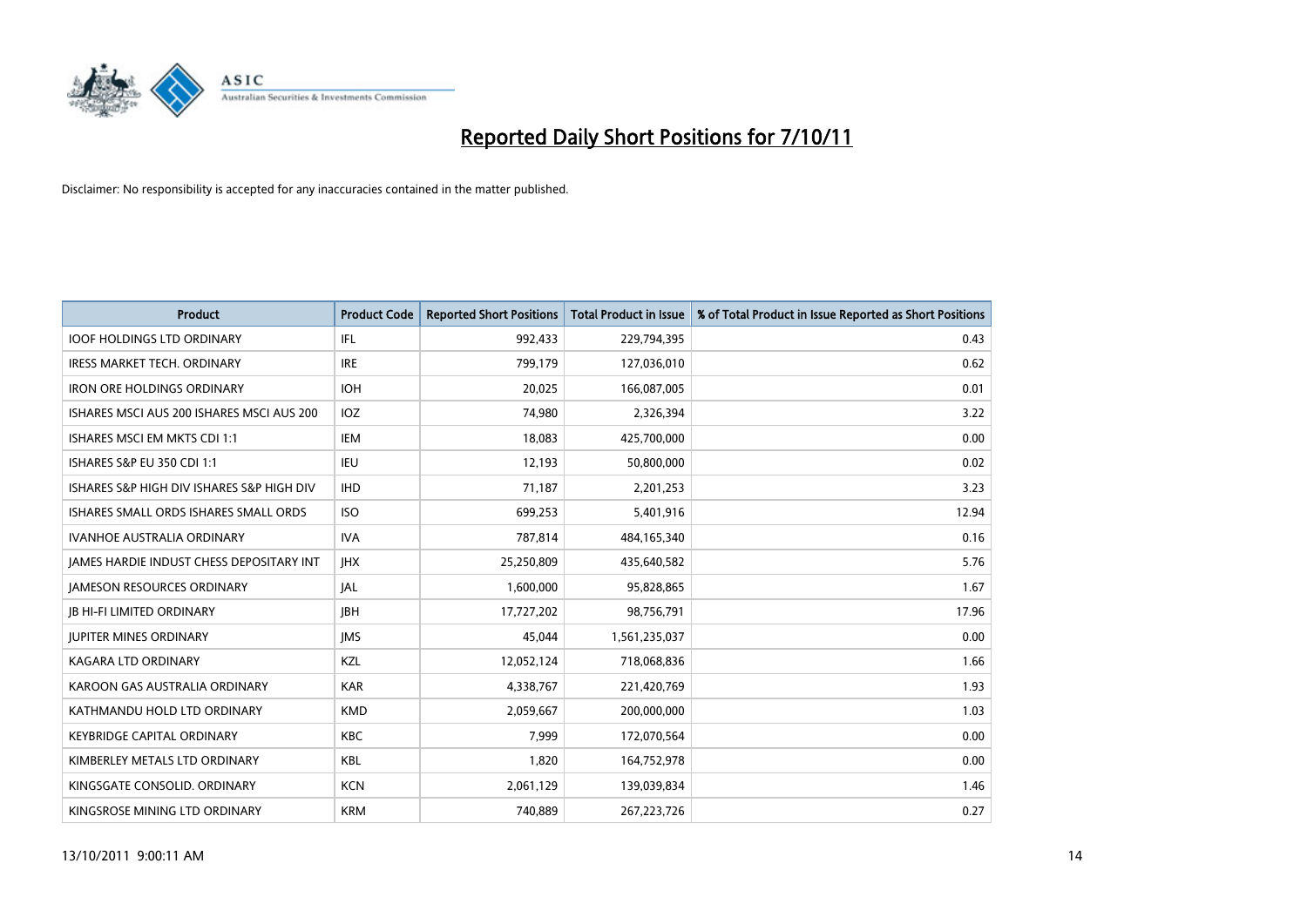# Reported Daily Short Positions for 7/10/11

Disclaimer: No responsibility is accepted for any inaccuracies contained in the matter published.

| Product | Product Code | Reported Short Positions | Total Product in Issue | % of Total Product in Issue Reported as Short Positions |
|---|---|---|---|---|
| IOOF HOLDINGS LTD ORDINARY | IFL | 992,433 | 229,794,395 | 0.43 |
| IRESS MARKET TECH. ORDINARY | IRE | 799,179 | 127,036,010 | 0.62 |
| IRON ORE HOLDINGS ORDINARY | IOH | 20,025 | 166,087,005 | 0.01 |
| ISHARES MSCI AUS 200 ISHARES MSCI AUS 200 | IOZ | 74,980 | 2,326,394 | 3.22 |
| ISHARES MSCI EM MKTS CDI 1:1 | IEM | 18,083 | 425,700,000 | 0.00 |
| ISHARES S&P EU 350 CDI 1:1 | IEU | 12,193 | 50,800,000 | 0.02 |
| ISHARES S&P HIGH DIV ISHARES S&P HIGH DIV | IHD | 71,187 | 2,201,253 | 3.23 |
| ISHARES SMALL ORDS ISHARES SMALL ORDS | ISO | 699,253 | 5,401,916 | 12.94 |
| IVANHOE AUSTRALIA ORDINARY | IVA | 787,814 | 484,165,340 | 0.16 |
| JAMES HARDIE INDUST CHESS DEPOSITARY INT | JHX | 25,250,809 | 435,640,582 | 5.76 |
| JAMESON RESOURCES ORDINARY | JAL | 1,600,000 | 95,828,865 | 1.67 |
| JB HI-FI LIMITED ORDINARY | JBH | 17,727,202 | 98,756,791 | 17.96 |
| JUPITER MINES ORDINARY | JMS | 45,044 | 1,561,235,037 | 0.00 |
| KAGARA LTD ORDINARY | KZL | 12,052,124 | 718,068,836 | 1.66 |
| KAROON GAS AUSTRALIA ORDINARY | KAR | 4,338,767 | 221,420,769 | 1.93 |
| KATHMANDU HOLD LTD ORDINARY | KMD | 2,059,667 | 200,000,000 | 1.03 |
| KEYBRIDGE CAPITAL ORDINARY | KBC | 7,999 | 172,070,564 | 0.00 |
| KIMBERLEY METALS LTD ORDINARY | KBL | 1,820 | 164,752,978 | 0.00 |
| KINGSGATE CONSOLID. ORDINARY | KCN | 2,061,129 | 139,039,834 | 1.46 |
| KINGSROSE MINING LTD ORDINARY | KRM | 740,889 | 267,223,726 | 0.27 |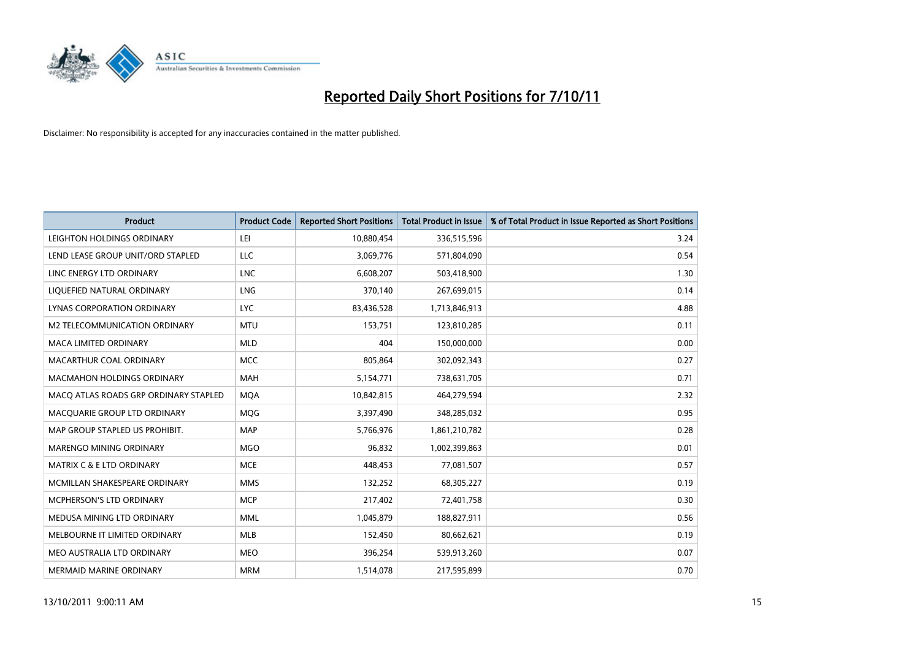# Reported Daily Short Positions for 7/10/11

Disclaimer: No responsibility is accepted for any inaccuracies contained in the matter published.

| Product | Product Code | Reported Short Positions | Total Product in Issue | % of Total Product in Issue Reported as Short Positions |
|---|---|---|---|---|
| LEIGHTON HOLDINGS ORDINARY | LEI | 10,880,454 | 336,515,596 | 3.24 |
| LEND LEASE GROUP UNIT/ORD STAPLED | LLC | 3,069,776 | 571,804,090 | 0.54 |
| LINC ENERGY LTD ORDINARY | LNC | 6,608,207 | 503,418,900 | 1.30 |
| LIQUEFIED NATURAL ORDINARY | LNG | 370,140 | 267,699,015 | 0.14 |
| LYNAS CORPORATION ORDINARY | LYC | 83,436,528 | 1,713,846,913 | 4.88 |
| M2 TELECOMMUNICATION ORDINARY | MTU | 153,751 | 123,810,285 | 0.11 |
| MACA LIMITED ORDINARY | MLD | 404 | 150,000,000 | 0.00 |
| MACARTHUR COAL ORDINARY | MCC | 805,864 | 302,092,343 | 0.27 |
| MACMAHON HOLDINGS ORDINARY | MAH | 5,154,771 | 738,631,705 | 0.71 |
| MACQ ATLAS ROADS GRP ORDINARY STAPLED | MQA | 10,842,815 | 464,279,594 | 2.32 |
| MACQUARIE GROUP LTD ORDINARY | MQG | 3,397,490 | 348,285,032 | 0.95 |
| MAP GROUP STAPLED US PROHIBIT. | MAP | 5,766,976 | 1,861,210,782 | 0.28 |
| MARENGO MINING ORDINARY | MGO | 96,832 | 1,002,399,863 | 0.01 |
| MATRIX C & E LTD ORDINARY | MCE | 448,453 | 77,081,507 | 0.57 |
| MCMILLAN SHAKESPEARE ORDINARY | MMS | 132,252 | 68,305,227 | 0.19 |
| MCPHERSON'S LTD ORDINARY | MCP | 217,402 | 72,401,758 | 0.30 |
| MEDUSA MINING LTD ORDINARY | MML | 1,045,879 | 188,827,911 | 0.56 |
| MELBOURNE IT LIMITED ORDINARY | MLB | 152,450 | 80,662,621 | 0.19 |
| MEO AUSTRALIA LTD ORDINARY | MEO | 396,254 | 539,913,260 | 0.07 |
| MERMAID MARINE ORDINARY | MRM | 1,514,078 | 217,595,899 | 0.70 |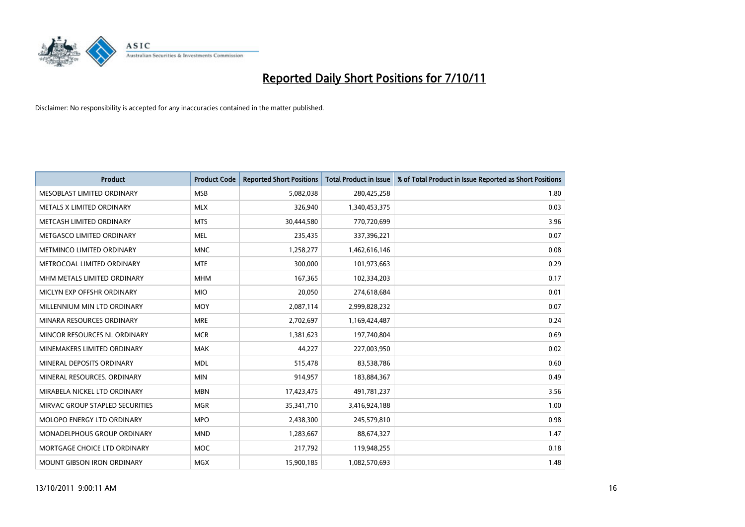# Reported Daily Short Positions for 7/10/11

Disclaimer: No responsibility is accepted for any inaccuracies contained in the matter published.

| Product | Product Code | Reported Short Positions | Total Product in Issue | % of Total Product in Issue Reported as Short Positions |
|---|---|---|---|---|
| MESOBLAST LIMITED ORDINARY | MSB | 5,082,038 | 280,425,258 | 1.80 |
| METALS X LIMITED ORDINARY | MLX | 326,940 | 1,340,453,375 | 0.03 |
| METCASH LIMITED ORDINARY | MTS | 30,444,580 | 770,720,699 | 3.96 |
| METGASCO LIMITED ORDINARY | MEL | 235,435 | 337,396,221 | 0.07 |
| METMINCO LIMITED ORDINARY | MNC | 1,258,277 | 1,462,616,146 | 0.08 |
| METROCOAL LIMITED ORDINARY | MTE | 300,000 | 101,973,663 | 0.29 |
| MHM METALS LIMITED ORDINARY | MHM | 167,365 | 102,334,203 | 0.17 |
| MICLYN EXP OFFSHR ORDINARY | MIO | 20,050 | 274,618,684 | 0.01 |
| MILLENNIUM MIN LTD ORDINARY | MOY | 2,087,114 | 2,999,828,232 | 0.07 |
| MINARA RESOURCES ORDINARY | MRE | 2,702,697 | 1,169,424,487 | 0.24 |
| MINCOR RESOURCES NL ORDINARY | MCR | 1,381,623 | 197,740,804 | 0.69 |
| MINEMAKERS LIMITED ORDINARY | MAK | 44,227 | 227,003,950 | 0.02 |
| MINERAL DEPOSITS ORDINARY | MDL | 515,478 | 83,538,786 | 0.60 |
| MINERAL RESOURCES. ORDINARY | MIN | 914,957 | 183,884,367 | 0.49 |
| MIRABELA NICKEL LTD ORDINARY | MBN | 17,423,475 | 491,781,237 | 3.56 |
| MIRVAC GROUP STAPLED SECURITIES | MGR | 35,341,710 | 3,416,924,188 | 1.00 |
| MOLOPO ENERGY LTD ORDINARY | MPO | 2,438,300 | 245,579,810 | 0.98 |
| MONADELPHOUS GROUP ORDINARY | MND | 1,283,667 | 88,674,327 | 1.47 |
| MORTGAGE CHOICE LTD ORDINARY | MOC | 217,792 | 119,948,255 | 0.18 |
| MOUNT GIBSON IRON ORDINARY | MGX | 15,900,185 | 1,082,570,693 | 1.48 |

13/10/2011 9:00:11 AM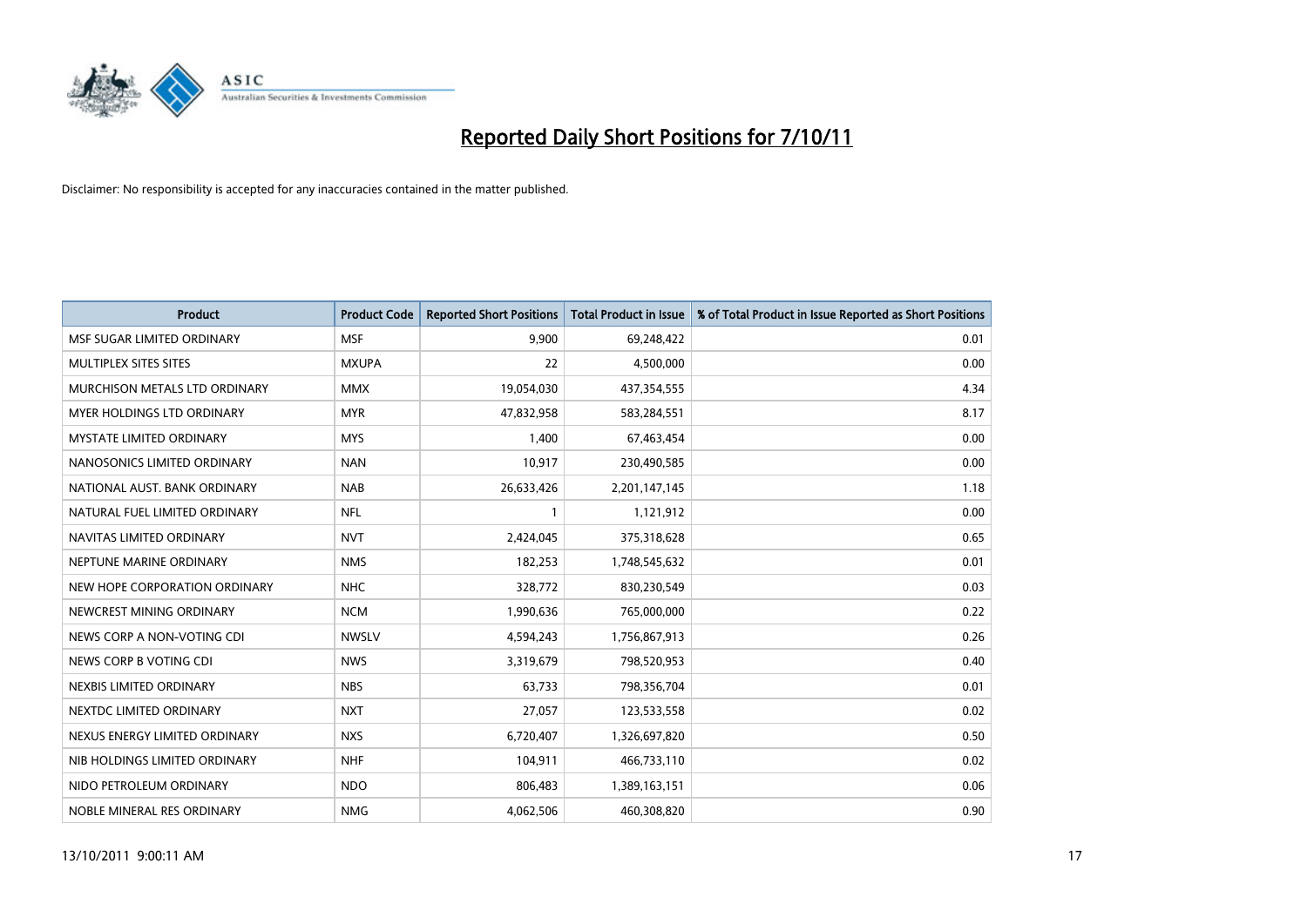# Reported Daily Short Positions for 7/10/11

Disclaimer: No responsibility is accepted for any inaccuracies contained in the matter published.

| Product | Product Code | Reported Short Positions | Total Product in Issue | % of Total Product in Issue Reported as Short Positions |
|---|---|---|---|---|
| MSF SUGAR LIMITED ORDINARY | MSF | 9,900 | 69,248,422 | 0.01 |
| MULTIPLEX SITES SITES | MXUPA | 22 | 4,500,000 | 0.00 |
| MURCHISON METALS LTD ORDINARY | MMX | 19,054,030 | 437,354,555 | 4.34 |
| MYER HOLDINGS LTD ORDINARY | MYR | 47,832,958 | 583,284,551 | 8.17 |
| MYSTATE LIMITED ORDINARY | MYS | 1,400 | 67,463,454 | 0.00 |
| NANOSONICS LIMITED ORDINARY | NAN | 10,917 | 230,490,585 | 0.00 |
| NATIONAL AUST. BANK ORDINARY | NAB | 26,633,426 | 2,201,147,145 | 1.18 |
| NATURAL FUEL LIMITED ORDINARY | NFL | 1 | 1,121,912 | 0.00 |
| NAVITAS LIMITED ORDINARY | NVT | 2,424,045 | 375,318,628 | 0.65 |
| NEPTUNE MARINE ORDINARY | NMS | 182,253 | 1,748,545,632 | 0.01 |
| NEW HOPE CORPORATION ORDINARY | NHC | 328,772 | 830,230,549 | 0.03 |
| NEWCREST MINING ORDINARY | NCM | 1,990,636 | 765,000,000 | 0.22 |
| NEWS CORP A NON-VOTING CDI | NWSLV | 4,594,243 | 1,756,867,913 | 0.26 |
| NEWS CORP B VOTING CDI | NWS | 3,319,679 | 798,520,953 | 0.40 |
| NEXBIS LIMITED ORDINARY | NBS | 63,733 | 798,356,704 | 0.01 |
| NEXTDC LIMITED ORDINARY | NXT | 27,057 | 123,533,558 | 0.02 |
| NEXUS ENERGY LIMITED ORDINARY | NXS | 6,720,407 | 1,326,697,820 | 0.50 |
| NIB HOLDINGS LIMITED ORDINARY | NHF | 104,911 | 466,733,110 | 0.02 |
| NIDO PETROLEUM ORDINARY | NDO | 806,483 | 1,389,163,151 | 0.06 |
| NOBLE MINERAL RES ORDINARY | NMG | 4,062,506 | 460,308,820 | 0.90 |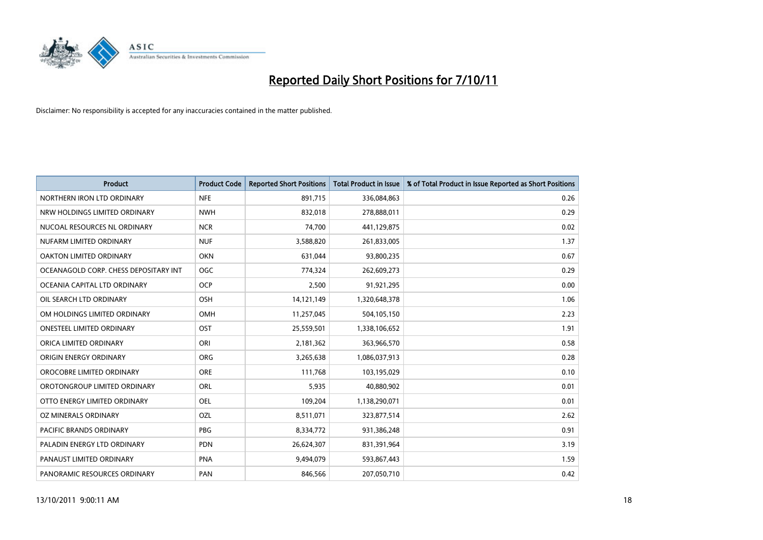# Reported Daily Short Positions for 7/10/11

Disclaimer: No responsibility is accepted for any inaccuracies contained in the matter published.

| Product | Product Code | Reported Short Positions | Total Product in Issue | % of Total Product in Issue Reported as Short Positions |
|---|---|---|---|---|
| NORTHERN IRON LTD ORDINARY | NFE | 891,715 | 336,084,863 | 0.26 |
| NRW HOLDINGS LIMITED ORDINARY | NWH | 832,018 | 278,888,011 | 0.29 |
| NUCOAL RESOURCES NL ORDINARY | NCR | 74,700 | 441,129,875 | 0.02 |
| NUFARM LIMITED ORDINARY | NUF | 3,588,820 | 261,833,005 | 1.37 |
| OAKTON LIMITED ORDINARY | OKN | 631,044 | 93,800,235 | 0.67 |
| OCEANAGOLD CORP. CHESS DEPOSITARY INT | OGC | 774,324 | 262,609,273 | 0.29 |
| OCEANIA CAPITAL LTD ORDINARY | OCP | 2,500 | 91,921,295 | 0.00 |
| OIL SEARCH LTD ORDINARY | OSH | 14,121,149 | 1,320,648,378 | 1.06 |
| OM HOLDINGS LIMITED ORDINARY | OMH | 11,257,045 | 504,105,150 | 2.23 |
| ONESTEEL LIMITED ORDINARY | OST | 25,559,501 | 1,338,106,652 | 1.91 |
| ORICA LIMITED ORDINARY | ORI | 2,181,362 | 363,966,570 | 0.58 |
| ORIGIN ENERGY ORDINARY | ORG | 3,265,638 | 1,086,037,913 | 0.28 |
| OROCOBRE LIMITED ORDINARY | ORE | 111,768 | 103,195,029 | 0.10 |
| OROTONGROUP LIMITED ORDINARY | ORL | 5,935 | 40,880,902 | 0.01 |
| OTTO ENERGY LIMITED ORDINARY | OEL | 109,204 | 1,138,290,071 | 0.01 |
| OZ MINERALS ORDINARY | OZL | 8,511,071 | 323,877,514 | 2.62 |
| PACIFIC BRANDS ORDINARY | PBG | 8,334,772 | 931,386,248 | 0.91 |
| PALADIN ENERGY LTD ORDINARY | PDN | 26,624,307 | 831,391,964 | 3.19 |
| PANAUST LIMITED ORDINARY | PNA | 9,494,079 | 593,867,443 | 1.59 |
| PANORAMIC RESOURCES ORDINARY | PAN | 846,566 | 207,050,710 | 0.42 |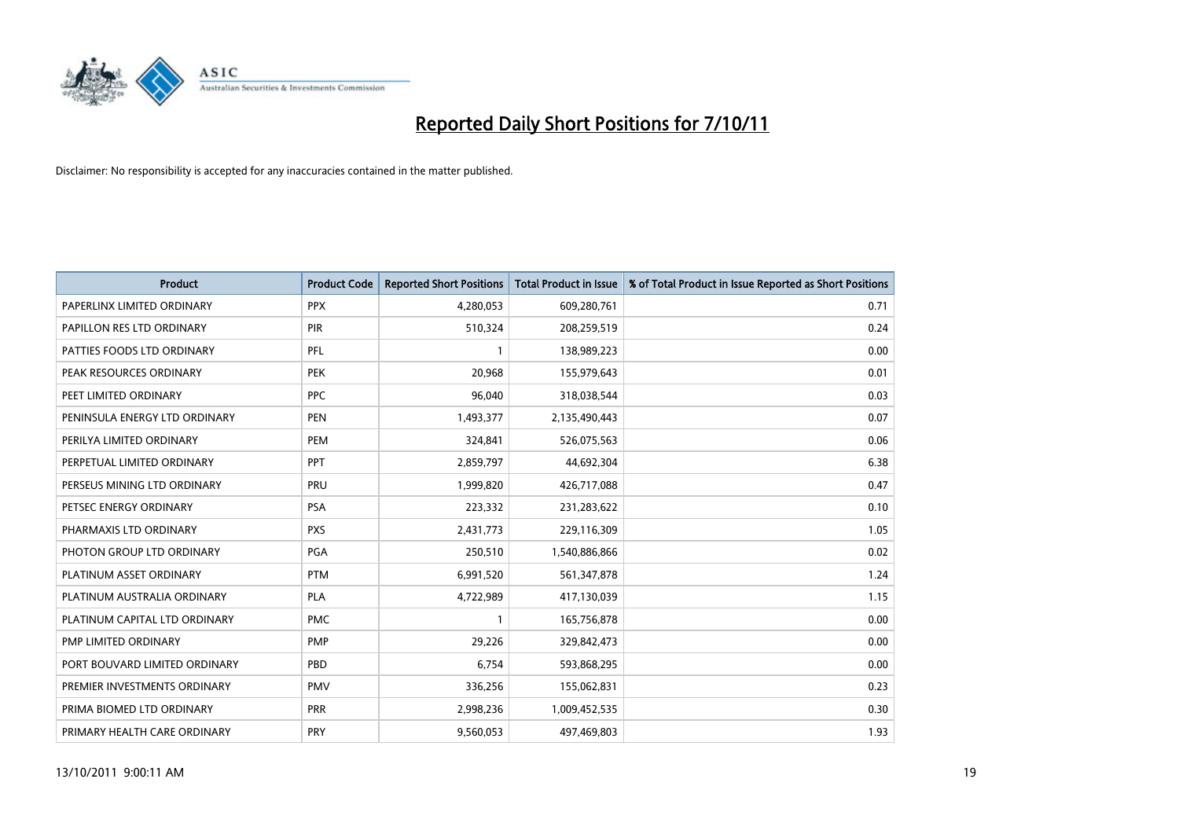# Reported Daily Short Positions for 7/10/11

Disclaimer: No responsibility is accepted for any inaccuracies contained in the matter published.

| Product | Product Code | Reported Short Positions | Total Product in Issue | % of Total Product in Issue Reported as Short Positions |
|---|---|---|---|---|
| PAPERLINX LIMITED ORDINARY | PPX | 4,280,053 | 609,280,761 | 0.71 |
| PAPILLON RES LTD ORDINARY | PIR | 510,324 | 208,259,519 | 0.24 |
| PATTIES FOODS LTD ORDINARY | PFL | 1 | 138,989,223 | 0.00 |
| PEAK RESOURCES ORDINARY | PEK | 20,968 | 155,979,643 | 0.01 |
| PEET LIMITED ORDINARY | PPC | 96,040 | 318,038,544 | 0.03 |
| PENINSULA ENERGY LTD ORDINARY | PEN | 1,493,377 | 2,135,490,443 | 0.07 |
| PERILYA LIMITED ORDINARY | PEM | 324,841 | 526,075,563 | 0.06 |
| PERPETUAL LIMITED ORDINARY | PPT | 2,859,797 | 44,692,304 | 6.38 |
| PERSEUS MINING LTD ORDINARY | PRU | 1,999,820 | 426,717,088 | 0.47 |
| PETSEC ENERGY ORDINARY | PSA | 223,332 | 231,283,622 | 0.10 |
| PHARMAXIS LTD ORDINARY | PXS | 2,431,773 | 229,116,309 | 1.05 |
| PHOTON GROUP LTD ORDINARY | PGA | 250,510 | 1,540,886,866 | 0.02 |
| PLATINUM ASSET ORDINARY | PTM | 6,991,520 | 561,347,878 | 1.24 |
| PLATINUM AUSTRALIA ORDINARY | PLA | 4,722,989 | 417,130,039 | 1.15 |
| PLATINUM CAPITAL LTD ORDINARY | PMC | 1 | 165,756,878 | 0.00 |
| PMP LIMITED ORDINARY | PMP | 29,226 | 329,842,473 | 0.00 |
| PORT BOUVARD LIMITED ORDINARY | PBD | 6,754 | 593,868,295 | 0.00 |
| PREMIER INVESTMENTS ORDINARY | PMV | 336,256 | 155,062,831 | 0.23 |
| PRIMA BIOMED LTD ORDINARY | PRR | 2,998,236 | 1,009,452,535 | 0.30 |
| PRIMARY HEALTH CARE ORDINARY | PRY | 9,560,053 | 497,469,803 | 1.93 |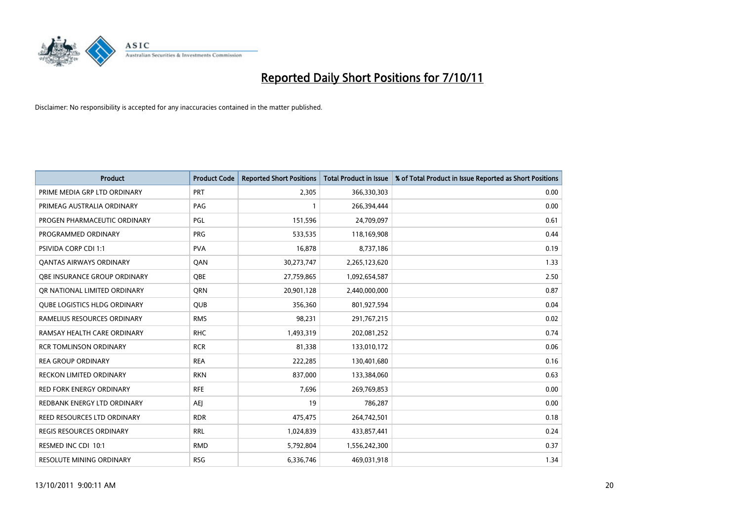# Reported Daily Short Positions for 7/10/11

Disclaimer: No responsibility is accepted for any inaccuracies contained in the matter published.

| Product | Product Code | Reported Short Positions | Total Product in Issue | % of Total Product in Issue Reported as Short Positions |
|---|---|---|---|---|
| PRIME MEDIA GRP LTD ORDINARY | PRT | 2,305 | 366,330,303 | 0.00 |
| PRIMEAG AUSTRALIA ORDINARY | PAG | 1 | 266,394,444 | 0.00 |
| PROGEN PHARMACEUTIC ORDINARY | PGL | 151,596 | 24,709,097 | 0.61 |
| PROGRAMMED ORDINARY | PRG | 533,535 | 118,169,908 | 0.44 |
| PSIVIDA CORP CDI 1:1 | PVA | 16,878 | 8,737,186 | 0.19 |
| QANTAS AIRWAYS ORDINARY | QAN | 30,273,747 | 2,265,123,620 | 1.33 |
| QBE INSURANCE GROUP ORDINARY | QBE | 27,759,865 | 1,092,654,587 | 2.50 |
| QR NATIONAL LIMITED ORDINARY | QRN | 20,901,128 | 2,440,000,000 | 0.87 |
| QUBE LOGISTICS HLDG ORDINARY | QUB | 356,360 | 801,927,594 | 0.04 |
| RAMELIUS RESOURCES ORDINARY | RMS | 98,231 | 291,767,215 | 0.02 |
| RAMSAY HEALTH CARE ORDINARY | RHC | 1,493,319 | 202,081,252 | 0.74 |
| RCR TOMLINSON ORDINARY | RCR | 81,338 | 133,010,172 | 0.06 |
| REA GROUP ORDINARY | REA | 222,285 | 130,401,680 | 0.16 |
| RECKON LIMITED ORDINARY | RKN | 837,000 | 133,384,060 | 0.63 |
| RED FORK ENERGY ORDINARY | RFE | 7,696 | 269,769,853 | 0.00 |
| REDBANK ENERGY LTD ORDINARY | AEJ | 19 | 786,287 | 0.00 |
| REED RESOURCES LTD ORDINARY | RDR | 475,475 | 264,742,501 | 0.18 |
| REGIS RESOURCES ORDINARY | RRL | 1,024,839 | 433,857,441 | 0.24 |
| RESMED INC CDI 10:1 | RMD | 5,792,804 | 1,556,242,300 | 0.37 |
| RESOLUTE MINING ORDINARY | RSG | 6,336,746 | 469,031,918 | 1.34 |

13/10/2011 9:00:11 AM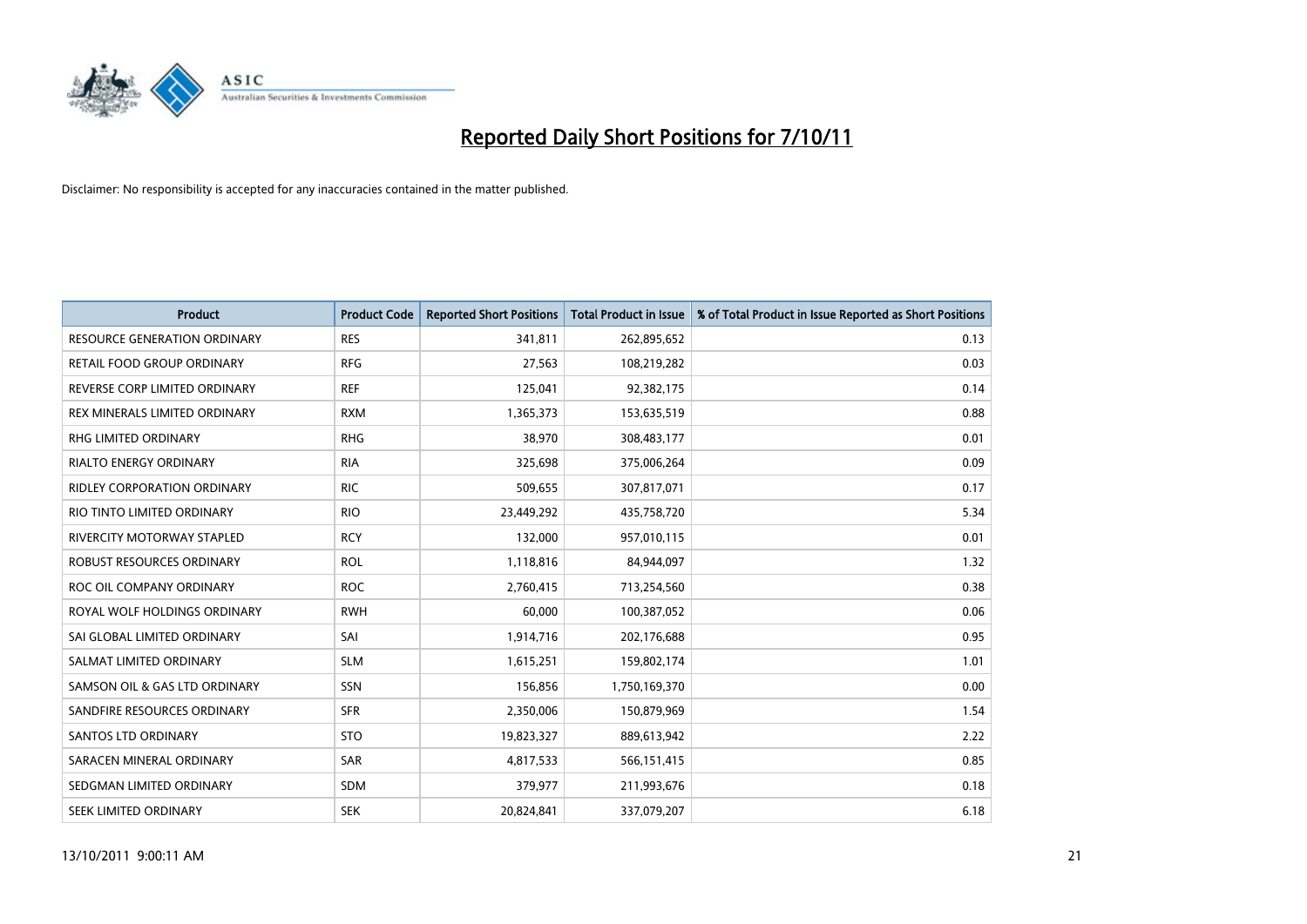# Reported Daily Short Positions for 7/10/11

Disclaimer: No responsibility is accepted for any inaccuracies contained in the matter published.

| Product | Product Code | Reported Short Positions | Total Product in Issue | % of Total Product in Issue Reported as Short Positions |
|---|---|---|---|---|
| RESOURCE GENERATION ORDINARY | RES | 341,811 | 262,895,652 | 0.13 |
| RETAIL FOOD GROUP ORDINARY | RFG | 27,563 | 108,219,282 | 0.03 |
| REVERSE CORP LIMITED ORDINARY | REF | 125,041 | 92,382,175 | 0.14 |
| REX MINERALS LIMITED ORDINARY | RXM | 1,365,373 | 153,635,519 | 0.88 |
| RHG LIMITED ORDINARY | RHG | 38,970 | 308,483,177 | 0.01 |
| RIALTO ENERGY ORDINARY | RIA | 325,698 | 375,006,264 | 0.09 |
| RIDLEY CORPORATION ORDINARY | RIC | 509,655 | 307,817,071 | 0.17 |
| RIO TINTO LIMITED ORDINARY | RIO | 23,449,292 | 435,758,720 | 5.34 |
| RIVERCITY MOTORWAY STAPLED | RCY | 132,000 | 957,010,115 | 0.01 |
| ROBUST RESOURCES ORDINARY | ROL | 1,118,816 | 84,944,097 | 1.32 |
| ROC OIL COMPANY ORDINARY | ROC | 2,760,415 | 713,254,560 | 0.38 |
| ROYAL WOLF HOLDINGS ORDINARY | RWH | 60,000 | 100,387,052 | 0.06 |
| SAI GLOBAL LIMITED ORDINARY | SAI | 1,914,716 | 202,176,688 | 0.95 |
| SALMAT LIMITED ORDINARY | SLM | 1,615,251 | 159,802,174 | 1.01 |
| SAMSON OIL & GAS LTD ORDINARY | SSN | 156,856 | 1,750,169,370 | 0.00 |
| SANDFIRE RESOURCES ORDINARY | SFR | 2,350,006 | 150,879,969 | 1.54 |
| SANTOS LTD ORDINARY | STO | 19,823,327 | 889,613,942 | 2.22 |
| SARACEN MINERAL ORDINARY | SAR | 4,817,533 | 566,151,415 | 0.85 |
| SEDGMAN LIMITED ORDINARY | SDM | 379,977 | 211,993,676 | 0.18 |
| SEEK LIMITED ORDINARY | SEK | 20,824,841 | 337,079,207 | 6.18 |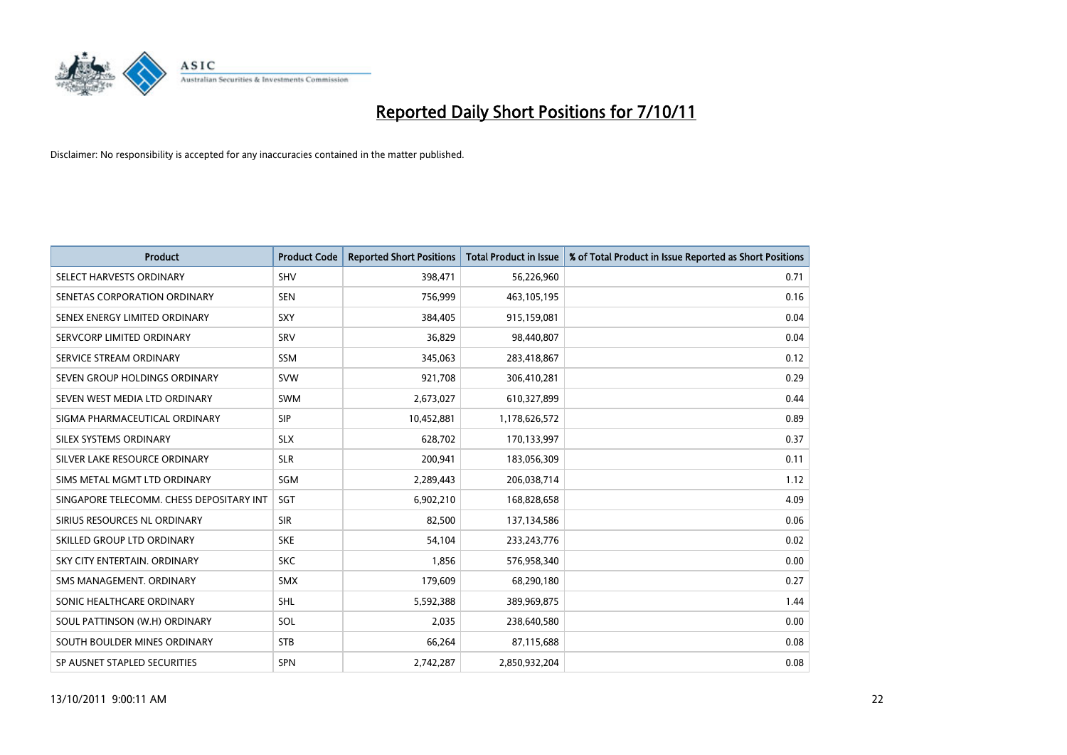# Reported Daily Short Positions for 7/10/11

Disclaimer: No responsibility is accepted for any inaccuracies contained in the matter published.

| Product | Product Code | Reported Short Positions | Total Product in Issue | % of Total Product in Issue Reported as Short Positions |
|---|---|---|---|---|
| SELECT HARVESTS ORDINARY | SHV | 398,471 | 56,226,960 | 0.71 |
| SENETAS CORPORATION ORDINARY | SEN | 756,999 | 463,105,195 | 0.16 |
| SENEX ENERGY LIMITED ORDINARY | SXY | 384,405 | 915,159,081 | 0.04 |
| SERVCORP LIMITED ORDINARY | SRV | 36,829 | 98,440,807 | 0.04 |
| SERVICE STREAM ORDINARY | SSM | 345,063 | 283,418,867 | 0.12 |
| SEVEN GROUP HOLDINGS ORDINARY | SVW | 921,708 | 306,410,281 | 0.29 |
| SEVEN WEST MEDIA LTD ORDINARY | SWM | 2,673,027 | 610,327,899 | 0.44 |
| SIGMA PHARMACEUTICAL ORDINARY | SIP | 10,452,881 | 1,178,626,572 | 0.89 |
| SILEX SYSTEMS ORDINARY | SLX | 628,702 | 170,133,997 | 0.37 |
| SILVER LAKE RESOURCE ORDINARY | SLR | 200,941 | 183,056,309 | 0.11 |
| SIMS METAL MGMT LTD ORDINARY | SGM | 2,289,443 | 206,038,714 | 1.12 |
| SINGAPORE TELECOMM. CHESS DEPOSITARY INT | SGT | 6,902,210 | 168,828,658 | 4.09 |
| SIRIUS RESOURCES NL ORDINARY | SIR | 82,500 | 137,134,586 | 0.06 |
| SKILLED GROUP LTD ORDINARY | SKE | 54,104 | 233,243,776 | 0.02 |
| SKY CITY ENTERTAIN. ORDINARY | SKC | 1,856 | 576,958,340 | 0.00 |
| SMS MANAGEMENT. ORDINARY | SMX | 179,609 | 68,290,180 | 0.27 |
| SONIC HEALTHCARE ORDINARY | SHL | 5,592,388 | 389,969,875 | 1.44 |
| SOUL PATTINSON (W.H) ORDINARY | SOL | 2,035 | 238,640,580 | 0.00 |
| SOUTH BOULDER MINES ORDINARY | STB | 66,264 | 87,115,688 | 0.08 |
| SP AUSNET STAPLED SECURITIES | SPN | 2,742,287 | 2,850,932,204 | 0.08 |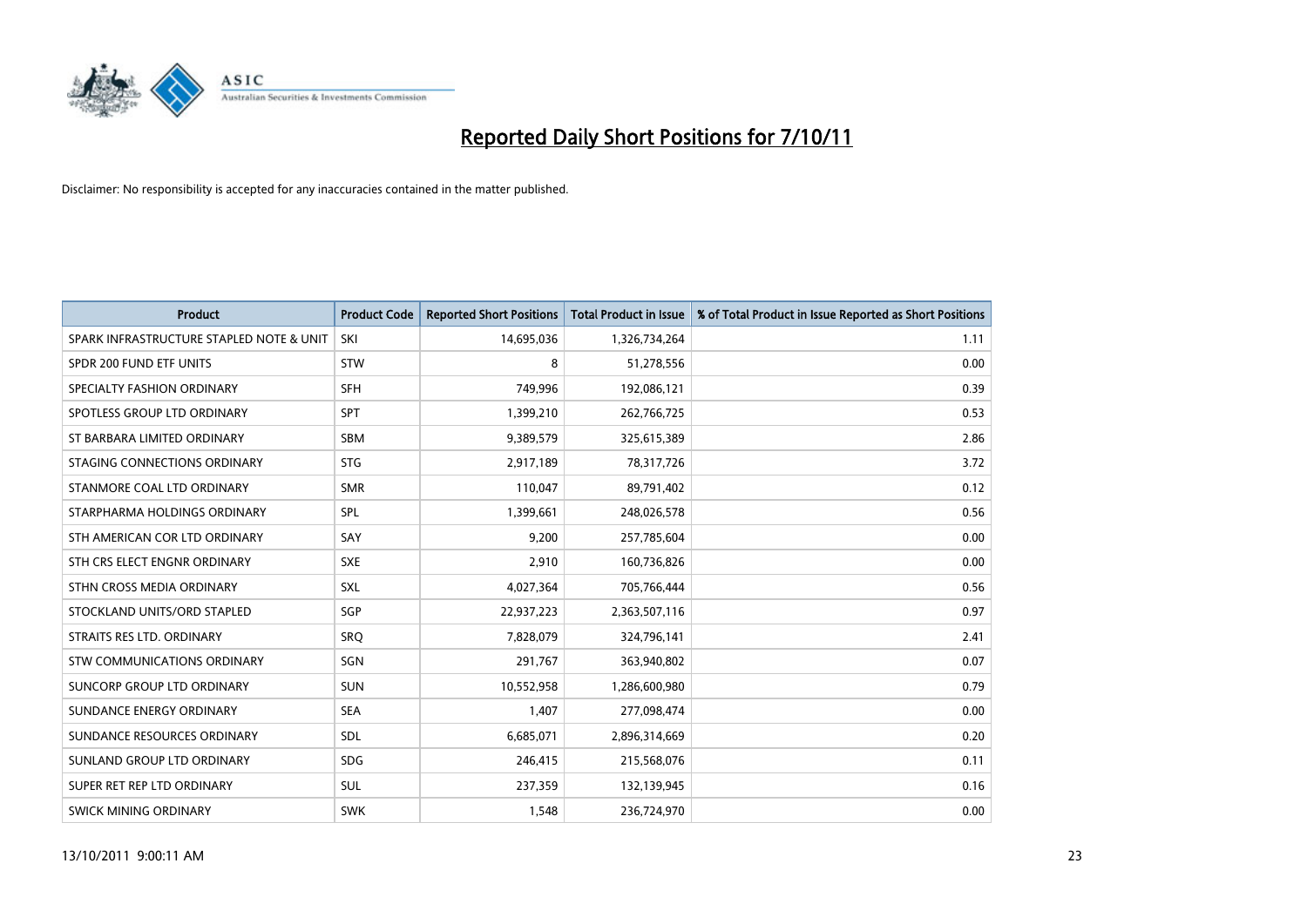# Reported Daily Short Positions for 7/10/11

Disclaimer: No responsibility is accepted for any inaccuracies contained in the matter published.

| Product | Product Code | Reported Short Positions | Total Product in Issue | % of Total Product in Issue Reported as Short Positions |
|---|---|---|---|---|
| SPARK INFRASTRUCTURE STAPLED NOTE & UNIT | SKI | 14,695,036 | 1,326,734,264 | 1.11 |
| SPDR 200 FUND ETF UNITS | STW | 8 | 51,278,556 | 0.00 |
| SPECIALTY FASHION ORDINARY | SFH | 749,996 | 192,086,121 | 0.39 |
| SPOTLESS GROUP LTD ORDINARY | SPT | 1,399,210 | 262,766,725 | 0.53 |
| ST BARBARA LIMITED ORDINARY | SBM | 9,389,579 | 325,615,389 | 2.86 |
| STAGING CONNECTIONS ORDINARY | STG | 2,917,189 | 78,317,726 | 3.72 |
| STANMORE COAL LTD ORDINARY | SMR | 110,047 | 89,791,402 | 0.12 |
| STARPHARMA HOLDINGS ORDINARY | SPL | 1,399,661 | 248,026,578 | 0.56 |
| STH AMERICAN COR LTD ORDINARY | SAY | 9,200 | 257,785,604 | 0.00 |
| STH CRS ELECT ENGNR ORDINARY | SXE | 2,910 | 160,736,826 | 0.00 |
| STHN CROSS MEDIA ORDINARY | SXL | 4,027,364 | 705,766,444 | 0.56 |
| STOCKLAND UNITS/ORD STAPLED | SGP | 22,937,223 | 2,363,507,116 | 0.97 |
| STRAITS RES LTD. ORDINARY | SRQ | 7,828,079 | 324,796,141 | 2.41 |
| STW COMMUNICATIONS ORDINARY | SGN | 291,767 | 363,940,802 | 0.07 |
| SUNCORP GROUP LTD ORDINARY | SUN | 10,552,958 | 1,286,600,980 | 0.79 |
| SUNDANCE ENERGY ORDINARY | SEA | 1,407 | 277,098,474 | 0.00 |
| SUNDANCE RESOURCES ORDINARY | SDL | 6,685,071 | 2,896,314,669 | 0.20 |
| SUNLAND GROUP LTD ORDINARY | SDG | 246,415 | 215,568,076 | 0.11 |
| SUPER RET REP LTD ORDINARY | SUL | 237,359 | 132,139,945 | 0.16 |
| SWICK MINING ORDINARY | SWK | 1,548 | 236,724,970 | 0.00 |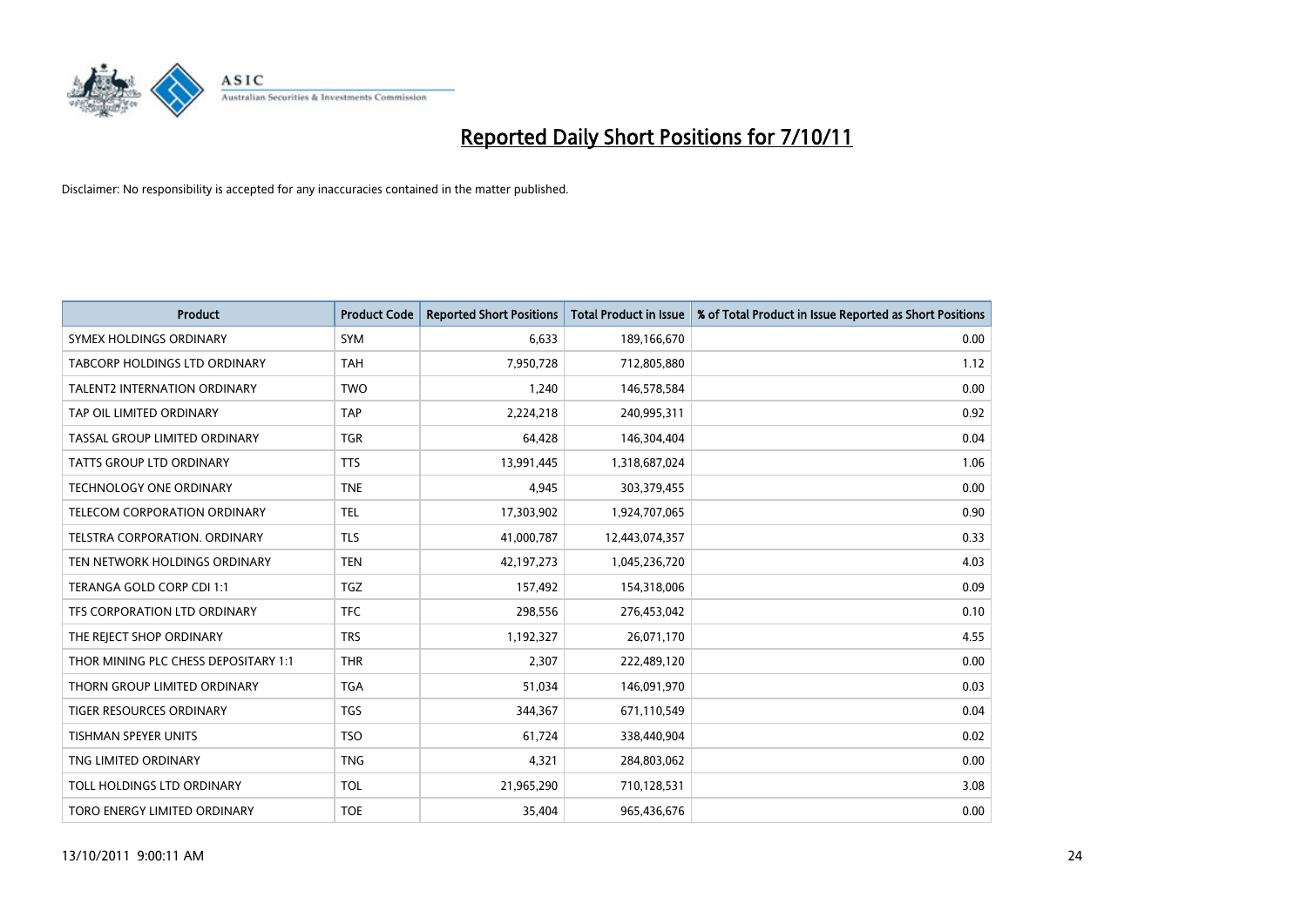# Reported Daily Short Positions for 7/10/11

Disclaimer: No responsibility is accepted for any inaccuracies contained in the matter published.

| Product | Product Code | Reported Short Positions | Total Product in Issue | % of Total Product in Issue Reported as Short Positions |
|---|---|---|---|---|
| SYMEX HOLDINGS ORDINARY | SYM | 6,633 | 189,166,670 | 0.00 |
| TABCORP HOLDINGS LTD ORDINARY | TAH | 7,950,728 | 712,805,880 | 1.12 |
| TALENT2 INTERNATION ORDINARY | TWO | 1,240 | 146,578,584 | 0.00 |
| TAP OIL LIMITED ORDINARY | TAP | 2,224,218 | 240,995,311 | 0.92 |
| TASSAL GROUP LIMITED ORDINARY | TGR | 64,428 | 146,304,404 | 0.04 |
| TATTS GROUP LTD ORDINARY | TTS | 13,991,445 | 1,318,687,024 | 1.06 |
| TECHNOLOGY ONE ORDINARY | TNE | 4,945 | 303,379,455 | 0.00 |
| TELECOM CORPORATION ORDINARY | TEL | 17,303,902 | 1,924,707,065 | 0.90 |
| TELSTRA CORPORATION. ORDINARY | TLS | 41,000,787 | 12,443,074,357 | 0.33 |
| TEN NETWORK HOLDINGS ORDINARY | TEN | 42,197,273 | 1,045,236,720 | 4.03 |
| TERANGA GOLD CORP CDI 1:1 | TGZ | 157,492 | 154,318,006 | 0.09 |
| TFS CORPORATION LTD ORDINARY | TFC | 298,556 | 276,453,042 | 0.10 |
| THE REJECT SHOP ORDINARY | TRS | 1,192,327 | 26,071,170 | 4.55 |
| THOR MINING PLC CHESS DEPOSITARY 1:1 | THR | 2,307 | 222,489,120 | 0.00 |
| THORN GROUP LIMITED ORDINARY | TGA | 51,034 | 146,091,970 | 0.03 |
| TIGER RESOURCES ORDINARY | TGS | 344,367 | 671,110,549 | 0.04 |
| TISHMAN SPEYER UNITS | TSO | 61,724 | 338,440,904 | 0.02 |
| TNG LIMITED ORDINARY | TNG | 4,321 | 284,803,062 | 0.00 |
| TOLL HOLDINGS LTD ORDINARY | TOL | 21,965,290 | 710,128,531 | 3.08 |
| TORO ENERGY LIMITED ORDINARY | TOE | 35,404 | 965,436,676 | 0.00 |

13/10/2011 9:00:11 AM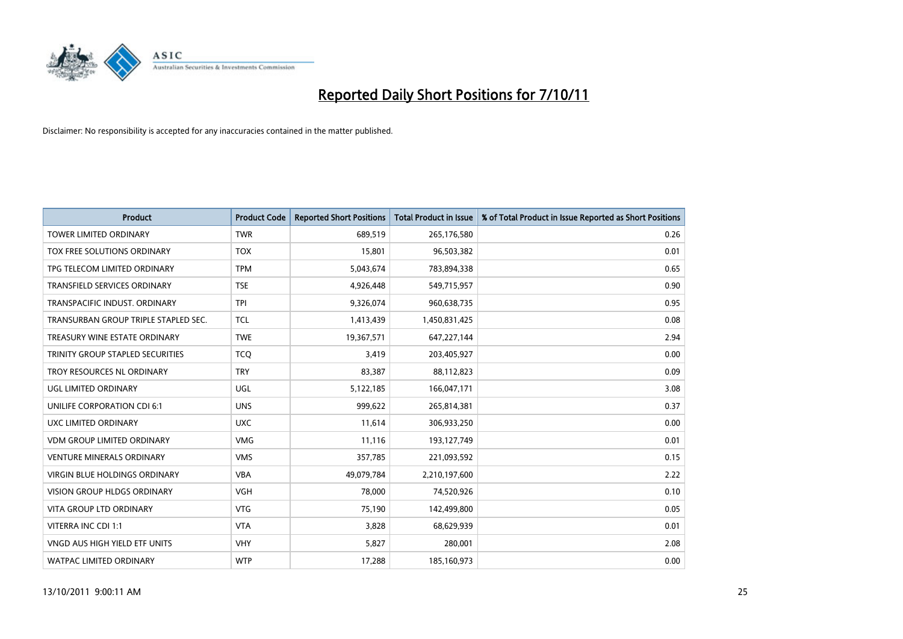# Reported Daily Short Positions for 7/10/11

Disclaimer: No responsibility is accepted for any inaccuracies contained in the matter published.

| Product | Product Code | Reported Short Positions | Total Product in Issue | % of Total Product in Issue Reported as Short Positions |
|---|---|---|---|---|
| TOWER LIMITED ORDINARY | TWR | 689,519 | 265,176,580 | 0.26 |
| TOX FREE SOLUTIONS ORDINARY | TOX | 15,801 | 96,503,382 | 0.01 |
| TPG TELECOM LIMITED ORDINARY | TPM | 5,043,674 | 783,894,338 | 0.65 |
| TRANSFIELD SERVICES ORDINARY | TSE | 4,926,448 | 549,715,957 | 0.90 |
| TRANSPACIFIC INDUST. ORDINARY | TPI | 9,326,074 | 960,638,735 | 0.95 |
| TRANSURBAN GROUP TRIPLE STAPLED SEC. | TCL | 1,413,439 | 1,450,831,425 | 0.08 |
| TREASURY WINE ESTATE ORDINARY | TWE | 19,367,571 | 647,227,144 | 2.94 |
| TRINITY GROUP STAPLED SECURITIES | TCQ | 3,419 | 203,405,927 | 0.00 |
| TROY RESOURCES NL ORDINARY | TRY | 83,387 | 88,112,823 | 0.09 |
| UGL LIMITED ORDINARY | UGL | 5,122,185 | 166,047,171 | 3.08 |
| UNILIFE CORPORATION CDI 6:1 | UNS | 999,622 | 265,814,381 | 0.37 |
| UXC LIMITED ORDINARY | UXC | 11,614 | 306,933,250 | 0.00 |
| VDM GROUP LIMITED ORDINARY | VMG | 11,116 | 193,127,749 | 0.01 |
| VENTURE MINERALS ORDINARY | VMS | 357,785 | 221,093,592 | 0.15 |
| VIRGIN BLUE HOLDINGS ORDINARY | VBA | 49,079,784 | 2,210,197,600 | 2.22 |
| VISION GROUP HLDGS ORDINARY | VGH | 78,000 | 74,520,926 | 0.10 |
| VITA GROUP LTD ORDINARY | VTG | 75,190 | 142,499,800 | 0.05 |
| VITERRA INC CDI 1:1 | VTA | 3,828 | 68,629,939 | 0.01 |
| VNGD AUS HIGH YIELD ETF UNITS | VHY | 5,827 | 280,001 | 2.08 |
| WATPAC LIMITED ORDINARY | WTP | 17,288 | 185,160,973 | 0.00 |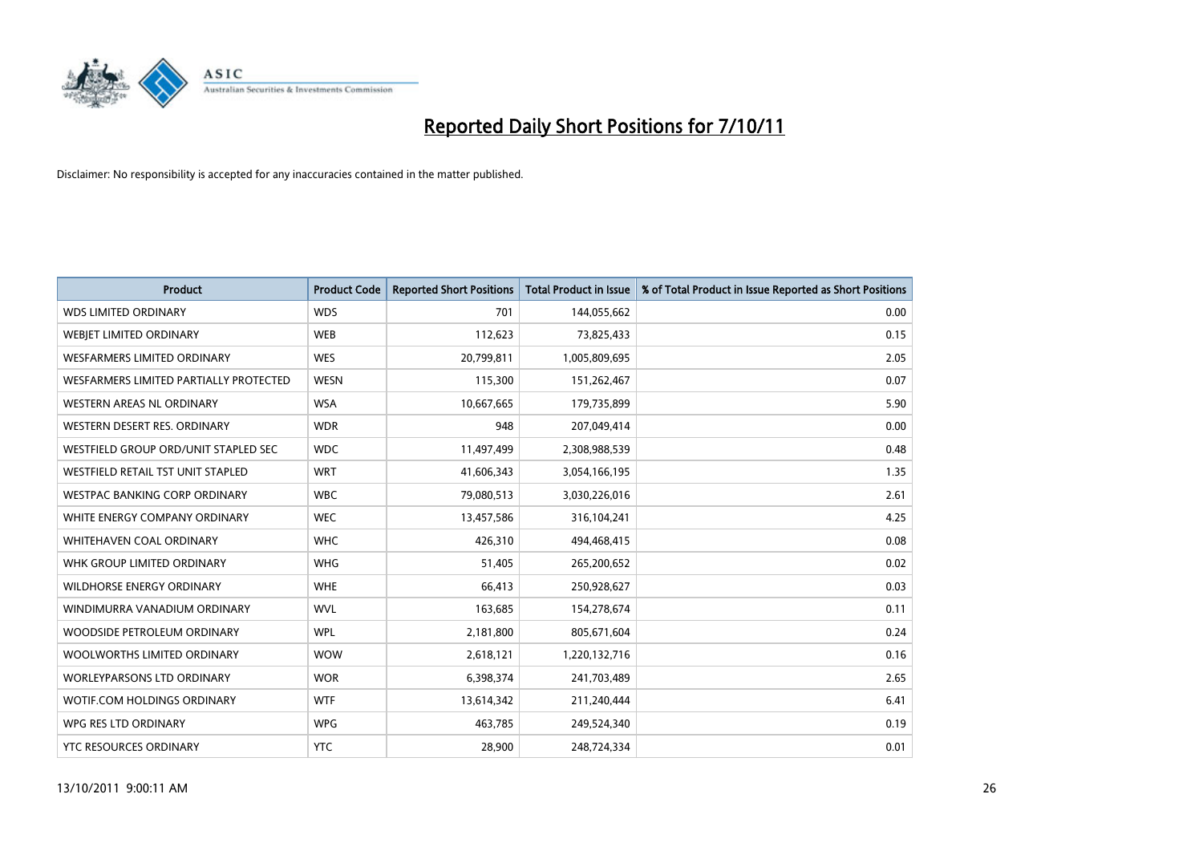# Reported Daily Short Positions for 7/10/11

Disclaimer: No responsibility is accepted for any inaccuracies contained in the matter published.

| Product | Product Code | Reported Short Positions | Total Product in Issue | % of Total Product in Issue Reported as Short Positions |
|---|---|---|---|---|
| WDS LIMITED ORDINARY | WDS | 701 | 144,055,662 | 0.00 |
| WEBJET LIMITED ORDINARY | WEB | 112,623 | 73,825,433 | 0.15 |
| WESFARMERS LIMITED ORDINARY | WES | 20,799,811 | 1,005,809,695 | 2.05 |
| WESFARMERS LIMITED PARTIALLY PROTECTED | WESN | 115,300 | 151,262,467 | 0.07 |
| WESTERN AREAS NL ORDINARY | WSA | 10,667,665 | 179,735,899 | 5.90 |
| WESTERN DESERT RES. ORDINARY | WDR | 948 | 207,049,414 | 0.00 |
| WESTFIELD GROUP ORD/UNIT STAPLED SEC | WDC | 11,497,499 | 2,308,988,539 | 0.48 |
| WESTFIELD RETAIL TST UNIT STAPLED | WRT | 41,606,343 | 3,054,166,195 | 1.35 |
| WESTPAC BANKING CORP ORDINARY | WBC | 79,080,513 | 3,030,226,016 | 2.61 |
| WHITE ENERGY COMPANY ORDINARY | WEC | 13,457,586 | 316,104,241 | 4.25 |
| WHITEHAVEN COAL ORDINARY | WHC | 426,310 | 494,468,415 | 0.08 |
| WHK GROUP LIMITED ORDINARY | WHG | 51,405 | 265,200,652 | 0.02 |
| WILDHORSE ENERGY ORDINARY | WHE | 66,413 | 250,928,627 | 0.03 |
| WINDIMURRA VANADIUM ORDINARY | WVL | 163,685 | 154,278,674 | 0.11 |
| WOODSIDE PETROLEUM ORDINARY | WPL | 2,181,800 | 805,671,604 | 0.24 |
| WOOLWORTHS LIMITED ORDINARY | WOW | 2,618,121 | 1,220,132,716 | 0.16 |
| WORLEYPARSONS LTD ORDINARY | WOR | 6,398,374 | 241,703,489 | 2.65 |
| WOTIF.COM HOLDINGS ORDINARY | WTF | 13,614,342 | 211,240,444 | 6.41 |
| WPG RES LTD ORDINARY | WPG | 463,785 | 249,524,340 | 0.19 |
| YTC RESOURCES ORDINARY | YTC | 28,900 | 248,724,334 | 0.01 |

13/10/2011 9:00:11 AM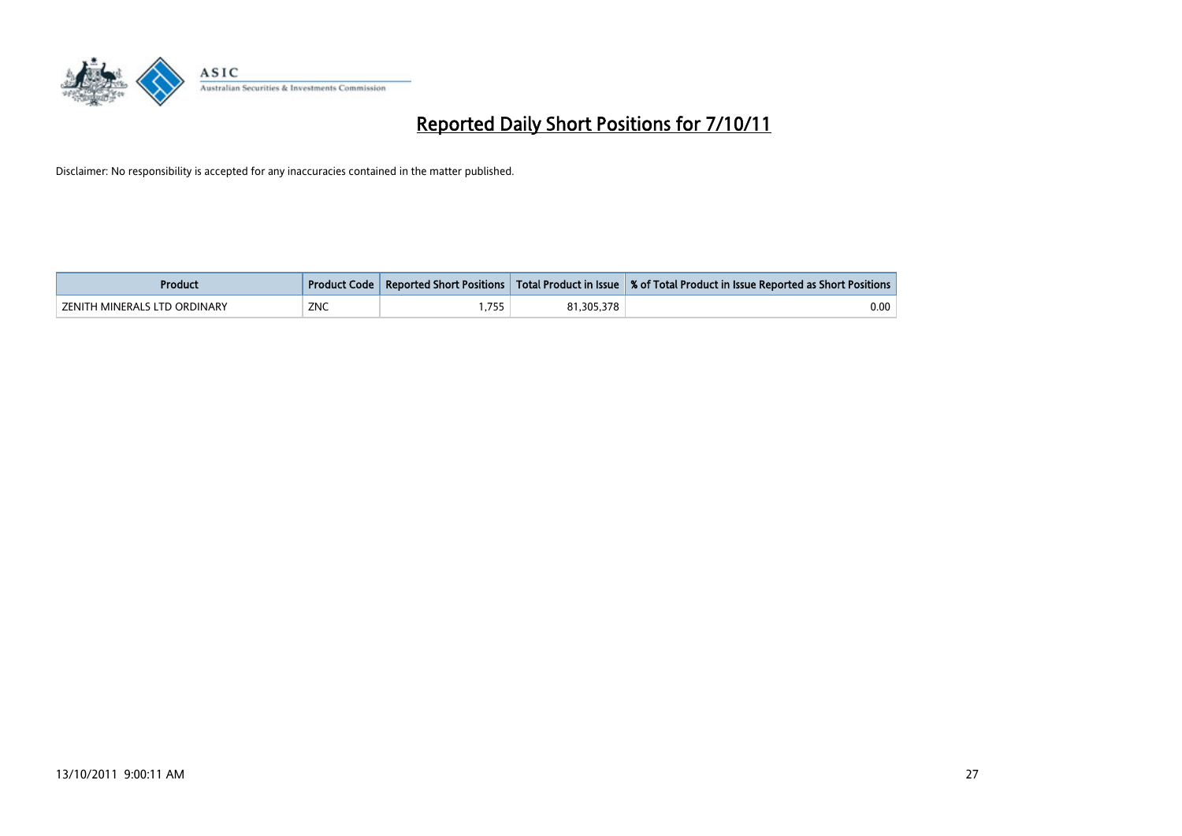# Reported Daily Short Positions for 7/10/11

Disclaimer: No responsibility is accepted for any inaccuracies contained in the matter published.

| Product | Product Code | Reported Short Positions | Total Product in Issue | % of Total Product in Issue Reported as Short Positions |
|---|---|---|---|---|
| ZENITH MINERALS LTD ORDINARY | ZNC | 1,755 | 81,305,378 | 0.00 |

13/10/2011 9:00:11 AM